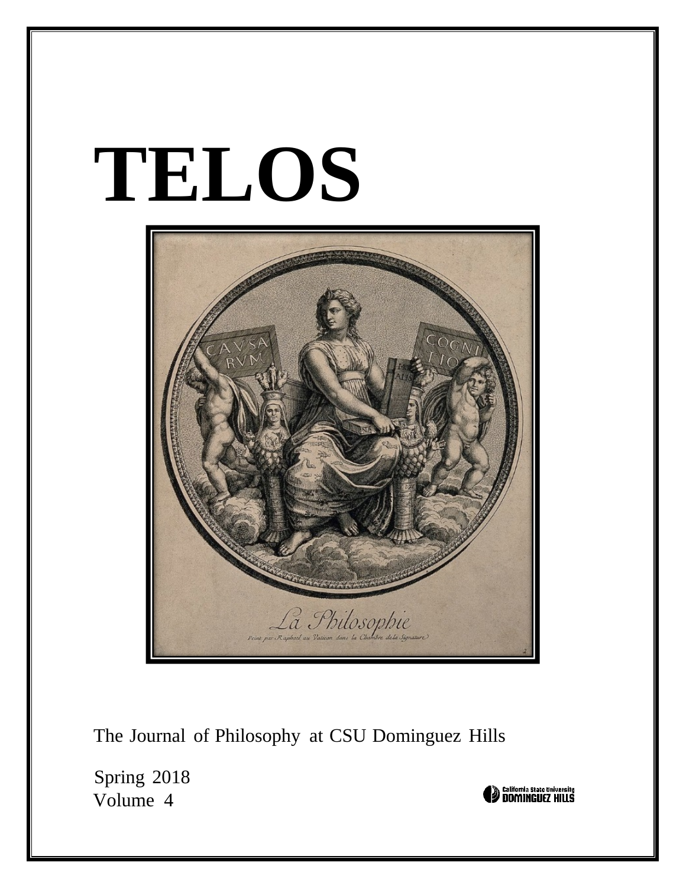# TELOS

The Journal of Philosophy at CSU Dominguez Hills

Spring 2018
Volume 4

California State University DOMINGUEZ HILLS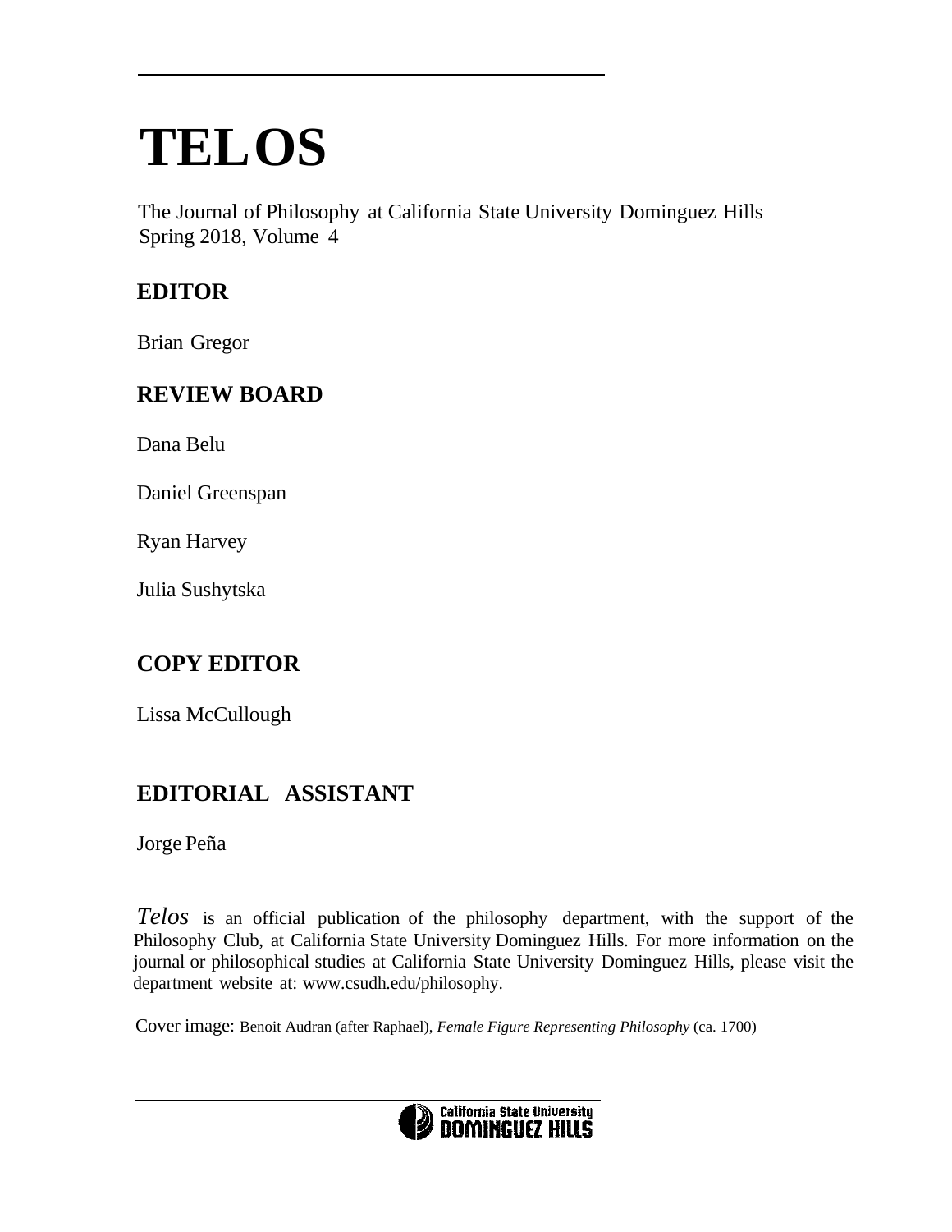# TELOS

The Journal of Philosophy at California State University Dominguez Hills
Spring 2018, Volume 4

## EDITOR

Brian Gregor

## REVIEW BOARD

Dana Belu

Daniel Greenspan

Ryan Harvey

Julia Sushytska

## COPY EDITOR

Lissa McCullough

## EDITORIAL ASSISTANT

Jorge Peña

*Telos* is an official publication of the philosophy department, with the support of the Philosophy Club, at California State University Dominguez Hills. For more information on the journal or philosophical studies at California State University Dominguez Hills, please visit the department website at: www.csudh.edu/philosophy.

Cover image: Benoit Audran (after Raphael), *Female Figure Representing Philosophy* (ca. 1700)

California State University Dominguez Hills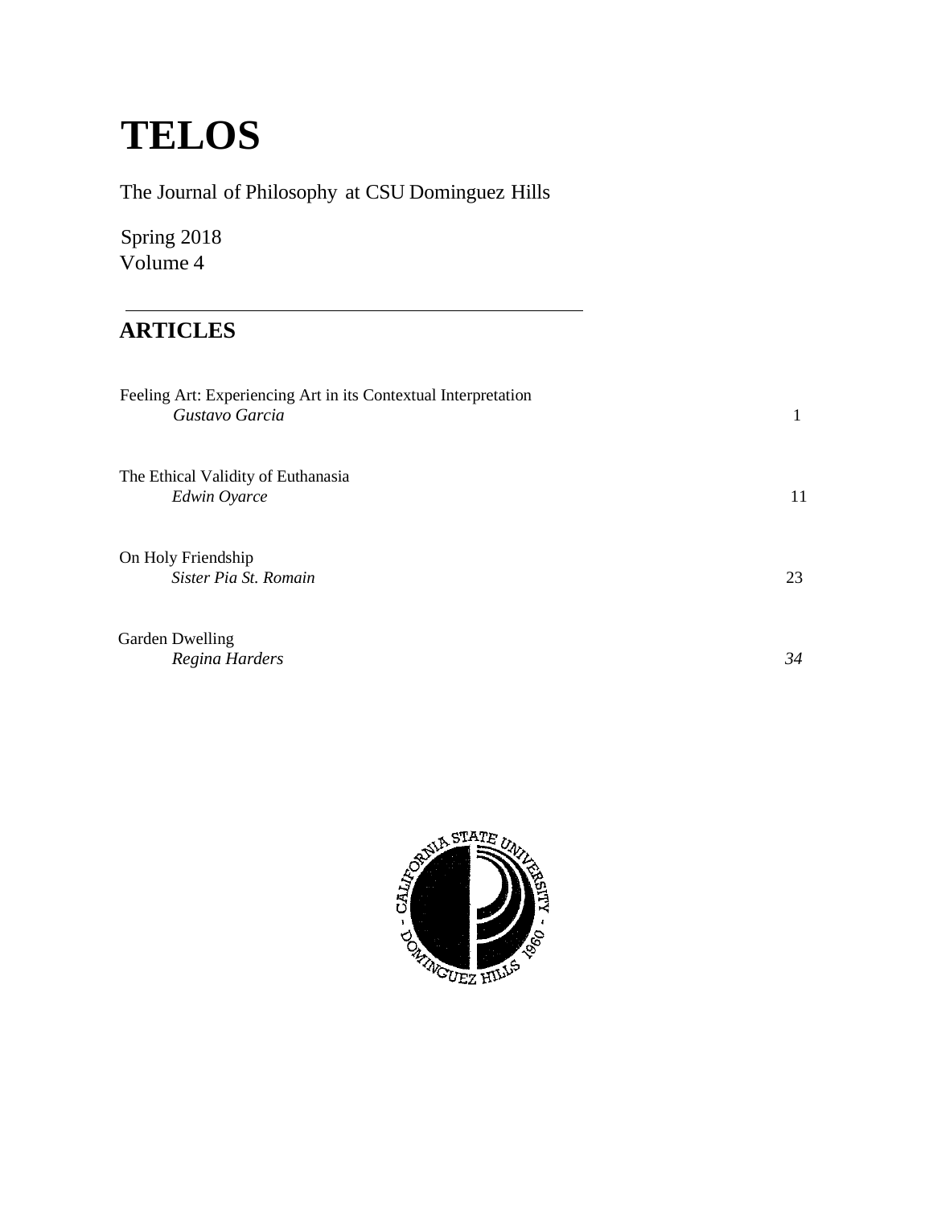# TELOS

The Journal of Philosophy at CSU Dominguez Hills

Spring 2018
Volume 4

## ARTICLES

Feeling Art: Experiencing Art in its Contextual Interpretation
*Gustavo Garcia* 1

The Ethical Validity of Euthanasia
*Edwin Oyarce* 11

On Holy Friendship
*Sister Pia St. Romain* 23

Garden Dwelling
*Regina Harders* *34*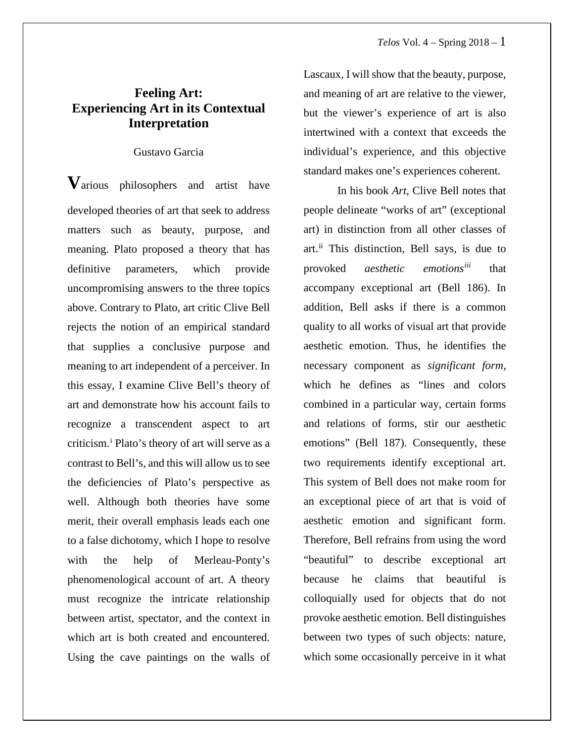# Feeling Art: Experiencing Art in its Contextual Interpretation

Gustavo Garcia

Various philosophers and artist have developed theories of art that seek to address matters such as beauty, purpose, and meaning. Plato proposed a theory that has definitive parameters, which provide uncompromising answers to the three topics above. Contrary to Plato, art critic Clive Bell rejects the notion of an empirical standard that supplies a conclusive purpose and meaning to art independent of a perceiver. In this essay, I examine Clive Bell's theory of art and demonstrate how his account fails to recognize a transcendent aspect to art criticism.[i] Plato's theory of art will serve as a contrast to Bell's, and this will allow us to see the deficiencies of Plato's perspective as well. Although both theories have some merit, their overall emphasis leads each one to a false dichotomy, which I hope to resolve with the help of Merleau-Ponty's phenomenological account of art. A theory must recognize the intricate relationship between artist, spectator, and the context in which art is both created and encountered. Using the cave paintings on the walls of Lascaux, I will show that the beauty, purpose, and meaning of art are relative to the viewer, but the viewer's experience of art is also intertwined with a context that exceeds the individual's experience, and this objective standard makes one's experiences coherent.

In his book *Art*, Clive Bell notes that people delineate "works of art" (exceptional art) in distinction from all other classes of art.[ii] This distinction, Bell says, is due to provoked *aesthetic emotions*[iii] that accompany exceptional art (Bell 186). In addition, Bell asks if there is a common quality to all works of visual art that provide aesthetic emotion. Thus, he identifies the necessary component as *significant form*, which he defines as "lines and colors combined in a particular way, certain forms and relations of forms, stir our aesthetic emotions" (Bell 187). Consequently, these two requirements identify exceptional art. This system of Bell does not make room for an exceptional piece of art that is void of aesthetic emotion and significant form. Therefore, Bell refrains from using the word "beautiful" to describe exceptional art because he claims that beautiful is colloquially used for objects that do not provoke aesthetic emotion. Bell distinguishes between two types of such objects: nature, which some occasionally perceive in it what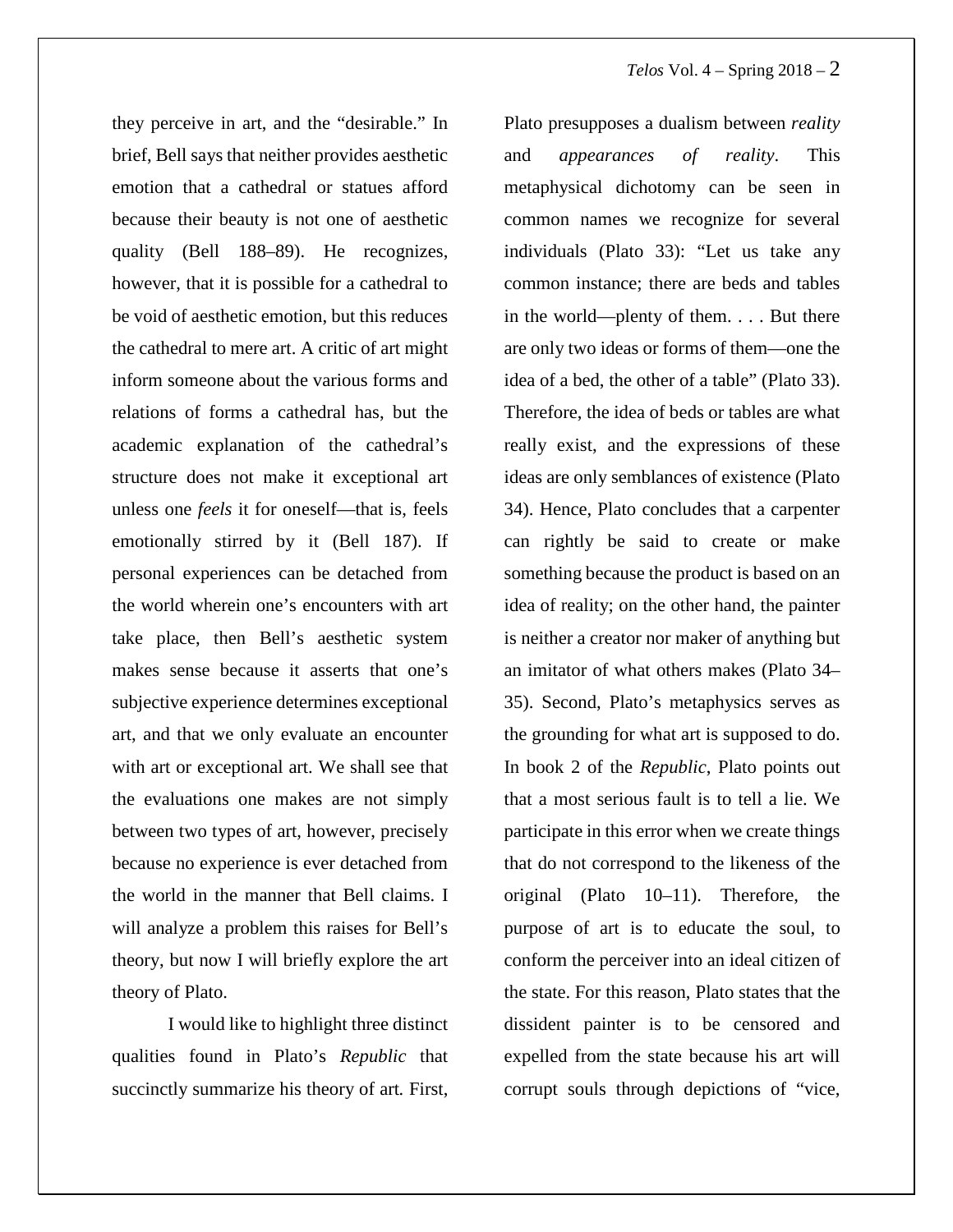they perceive in art, and the "desirable." In brief, Bell says that neither provides aesthetic emotion that a cathedral or statues afford because their beauty is not one of aesthetic quality (Bell 188–89). He recognizes, however, that it is possible for a cathedral to be void of aesthetic emotion, but this reduces the cathedral to mere art. A critic of art might inform someone about the various forms and relations of forms a cathedral has, but the academic explanation of the cathedral's structure does not make it exceptional art unless one *feels* it for oneself—that is, feels emotionally stirred by it (Bell 187). If personal experiences can be detached from the world wherein one's encounters with art take place, then Bell's aesthetic system makes sense because it asserts that one's subjective experience determines exceptional art, and that we only evaluate an encounter with art or exceptional art. We shall see that the evaluations one makes are not simply between two types of art, however, precisely because no experience is ever detached from the world in the manner that Bell claims. I will analyze a problem this raises for Bell's theory, but now I will briefly explore the art theory of Plato.

I would like to highlight three distinct qualities found in Plato's *Republic* that succinctly summarize his theory of art. First, Plato presupposes a dualism between *reality* and *appearances of reality*. This metaphysical dichotomy can be seen in common names we recognize for several individuals (Plato 33): "Let us take any common instance; there are beds and tables in the world—plenty of them. . . . But there are only two ideas or forms of them—one the idea of a bed, the other of a table" (Plato 33). Therefore, the idea of beds or tables are what really exist, and the expressions of these ideas are only semblances of existence (Plato 34). Hence, Plato concludes that a carpenter can rightly be said to create or make something because the product is based on an idea of reality; on the other hand, the painter is neither a creator nor maker of anything but an imitator of what others makes (Plato 34–35). Second, Plato's metaphysics serves as the grounding for what art is supposed to do. In book 2 of the *Republic*, Plato points out that a most serious fault is to tell a lie. We participate in this error when we create things that do not correspond to the likeness of the original (Plato 10–11). Therefore, the purpose of art is to educate the soul, to conform the perceiver into an ideal citizen of the state. For this reason, Plato states that the dissident painter is to be censored and expelled from the state because his art will corrupt souls through depictions of "vice,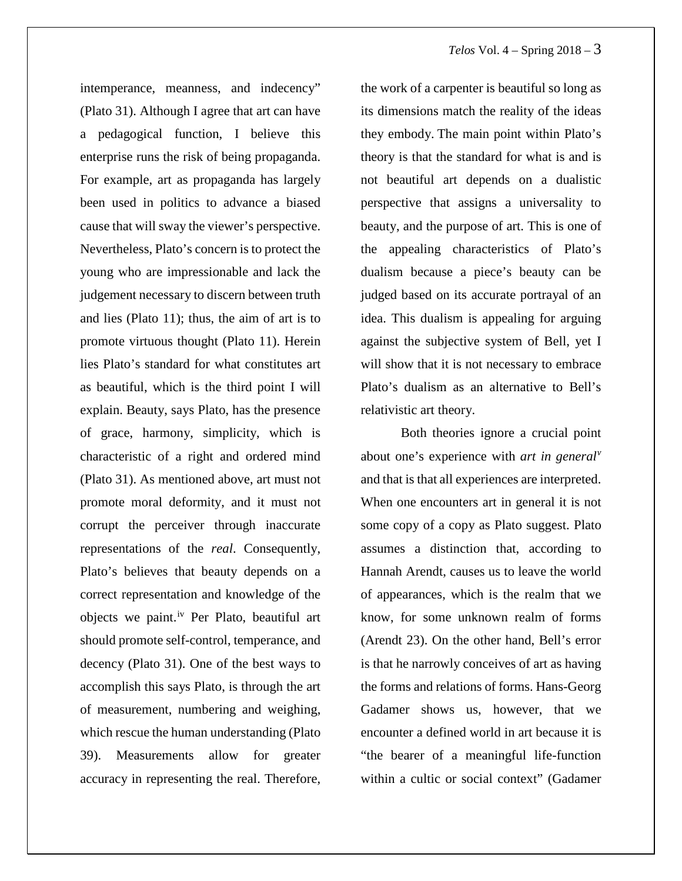intemperance, meanness, and indecency" (Plato 31). Although I agree that art can have a pedagogical function, I believe this enterprise runs the risk of being propaganda. For example, art as propaganda has largely been used in politics to advance a biased cause that will sway the viewer's perspective. Nevertheless, Plato's concern is to protect the young who are impressionable and lack the judgement necessary to discern between truth and lies (Plato 11); thus, the aim of art is to promote virtuous thought (Plato 11). Herein lies Plato's standard for what constitutes art as beautiful, which is the third point I will explain. Beauty, says Plato, has the presence of grace, harmony, simplicity, which is characteristic of a right and ordered mind (Plato 31). As mentioned above, art must not promote moral deformity, and it must not corrupt the perceiver through inaccurate representations of the *real*. Consequently, Plato's believes that beauty depends on a correct representation and knowledge of the objects we paint.[iv] Per Plato, beautiful art should promote self-control, temperance, and decency (Plato 31). One of the best ways to accomplish this says Plato, is through the art of measurement, numbering and weighing, which rescue the human understanding (Plato 39). Measurements allow for greater accuracy in representing the real. Therefore, the work of a carpenter is beautiful so long as its dimensions match the reality of the ideas they embody. The main point within Plato's theory is that the standard for what is and is not beautiful art depends on a dualistic perspective that assigns a universality to beauty, and the purpose of art. This is one of the appealing characteristics of Plato's dualism because a piece's beauty can be judged based on its accurate portrayal of an idea. This dualism is appealing for arguing against the subjective system of Bell, yet I will show that it is not necessary to embrace Plato's dualism as an alternative to Bell's relativistic art theory.

Both theories ignore a crucial point about one's experience with *art in general*[v] and that is that all experiences are interpreted. When one encounters art in general it is not some copy of a copy as Plato suggest. Plato assumes a distinction that, according to Hannah Arendt, causes us to leave the world of appearances, which is the realm that we know, for some unknown realm of forms (Arendt 23). On the other hand, Bell's error is that he narrowly conceives of art as having the forms and relations of forms. Hans-Georg Gadamer shows us, however, that we encounter a defined world in art because it is "the bearer of a meaningful life-function within a cultic or social context" (Gadamer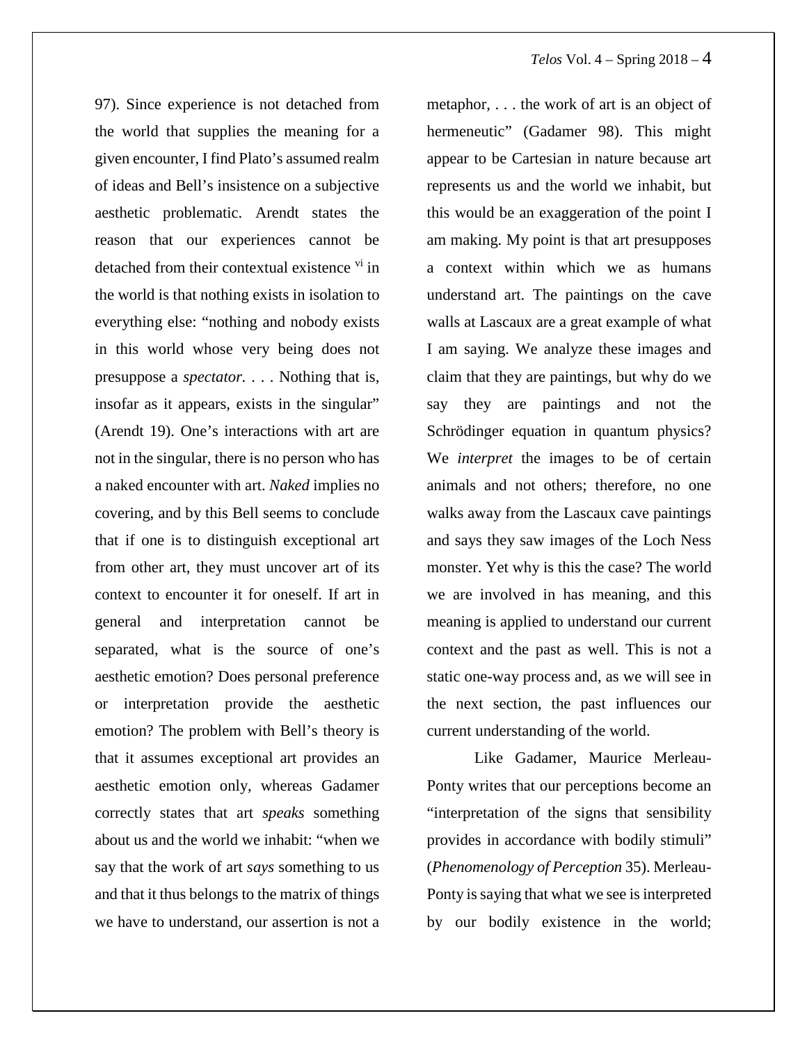97). Since experience is not detached from the world that supplies the meaning for a given encounter, I find Plato's assumed realm of ideas and Bell's insistence on a subjective aesthetic problematic. Arendt states the reason that our experiences cannot be detached from their contextual existence [vi] in the world is that nothing exists in isolation to everything else: "nothing and nobody exists in this world whose very being does not presuppose a *spectator*. . . . Nothing that is, insofar as it appears, exists in the singular" (Arendt 19). One's interactions with art are not in the singular, there is no person who has a naked encounter with art. *Naked* implies no covering, and by this Bell seems to conclude that if one is to distinguish exceptional art from other art, they must uncover art of its context to encounter it for oneself. If art in general and interpretation cannot be separated, what is the source of one's aesthetic emotion? Does personal preference or interpretation provide the aesthetic emotion? The problem with Bell's theory is that it assumes exceptional art provides an aesthetic emotion only, whereas Gadamer correctly states that art *speaks* something about us and the world we inhabit: "when we say that the work of art *says* something to us and that it thus belongs to the matrix of things we have to understand, our assertion is not a metaphor, . . . the work of art is an object of hermeneutic" (Gadamer 98). This might appear to be Cartesian in nature because art represents us and the world we inhabit, but this would be an exaggeration of the point I am making. My point is that art presupposes a context within which we as humans understand art. The paintings on the cave walls at Lascaux are a great example of what I am saying. We analyze these images and claim that they are paintings, but why do we say they are paintings and not the Schrödinger equation in quantum physics? We *interpret* the images to be of certain animals and not others; therefore, no one walks away from the Lascaux cave paintings and says they saw images of the Loch Ness monster. Yet why is this the case? The world we are involved in has meaning, and this meaning is applied to understand our current context and the past as well. This is not a static one-way process and, as we will see in the next section, the past influences our current understanding of the world.

Like Gadamer, Maurice Merleau-Ponty writes that our perceptions become an "interpretation of the signs that sensibility provides in accordance with bodily stimuli" (*Phenomenology of Perception* 35). Merleau-Ponty is saying that what we see is interpreted by our bodily existence in the world;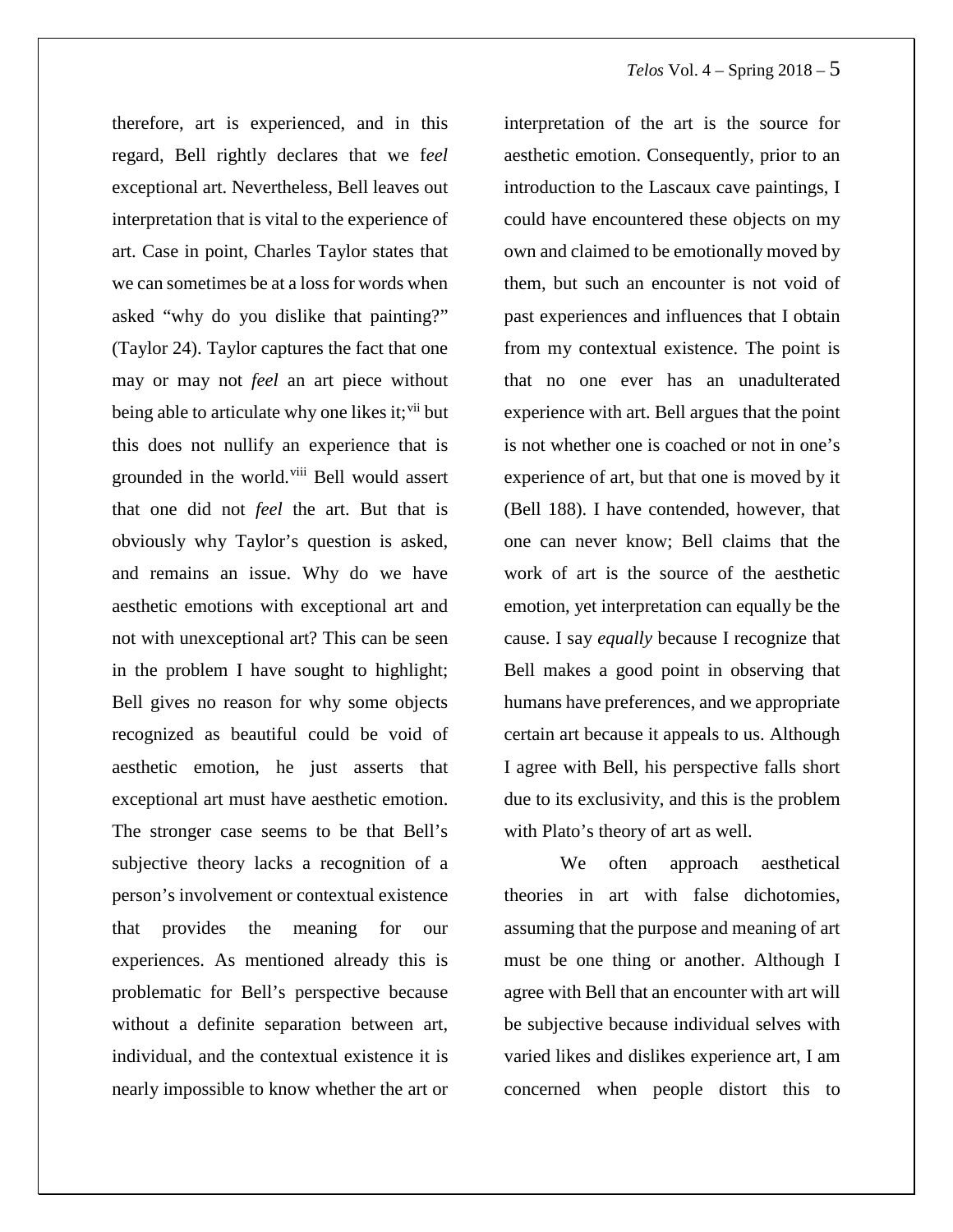therefore, art is experienced, and in this regard, Bell rightly declares that we f*eel* exceptional art. Nevertheless, Bell leaves out interpretation that is vital to the experience of art. Case in point, Charles Taylor states that we can sometimes be at a loss for words when asked "why do you dislike that painting?" (Taylor 24). Taylor captures the fact that one may or may not *feel* an art piece without being able to articulate why one likes it;[vii] but this does not nullify an experience that is grounded in the world.[viii] Bell would assert that one did not *feel* the art. But that is obviously why Taylor's question is asked, and remains an issue. Why do we have aesthetic emotions with exceptional art and not with unexceptional art? This can be seen in the problem I have sought to highlight; Bell gives no reason for why some objects recognized as beautiful could be void of aesthetic emotion, he just asserts that exceptional art must have aesthetic emotion. The stronger case seems to be that Bell's subjective theory lacks a recognition of a person's involvement or contextual existence that provides the meaning for our experiences. As mentioned already this is problematic for Bell's perspective because without a definite separation between art, individual, and the contextual existence it is nearly impossible to know whether the art or interpretation of the art is the source for aesthetic emotion. Consequently, prior to an introduction to the Lascaux cave paintings, I could have encountered these objects on my own and claimed to be emotionally moved by them, but such an encounter is not void of past experiences and influences that I obtain from my contextual existence. The point is that no one ever has an unadulterated experience with art. Bell argues that the point is not whether one is coached or not in one's experience of art, but that one is moved by it (Bell 188). I have contended, however, that one can never know; Bell claims that the work of art is the source of the aesthetic emotion, yet interpretation can equally be the cause. I say *equally* because I recognize that Bell makes a good point in observing that humans have preferences, and we appropriate certain art because it appeals to us. Although I agree with Bell, his perspective falls short due to its exclusivity, and this is the problem with Plato's theory of art as well.

We often approach aesthetical theories in art with false dichotomies, assuming that the purpose and meaning of art must be one thing or another. Although I agree with Bell that an encounter with art will be subjective because individual selves with varied likes and dislikes experience art, I am concerned when people distort this to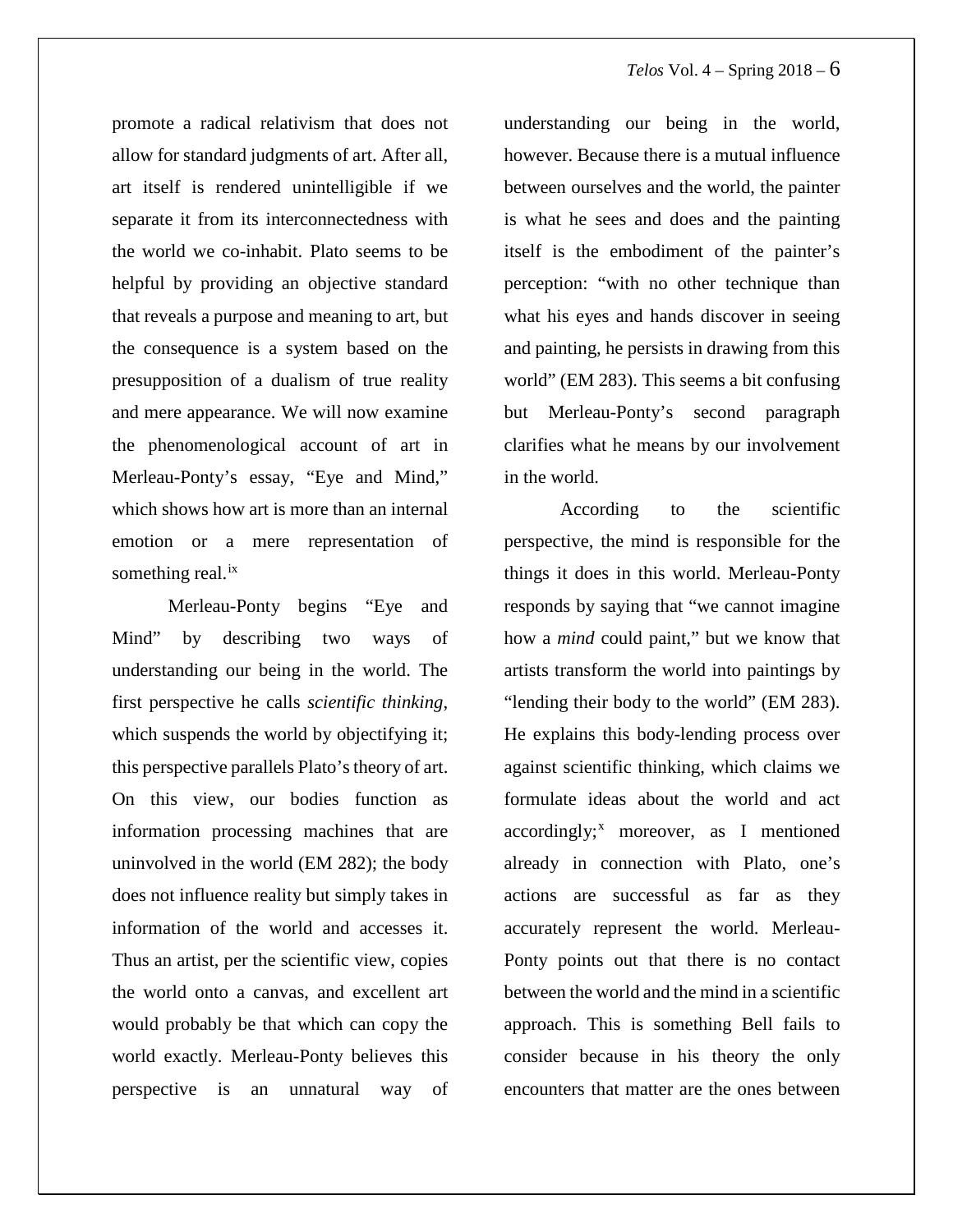promote a radical relativism that does not allow for standard judgments of art. After all, art itself is rendered unintelligible if we separate it from its interconnectedness with the world we co-inhabit. Plato seems to be helpful by providing an objective standard that reveals a purpose and meaning to art, but the consequence is a system based on the presupposition of a dualism of true reality and mere appearance. We will now examine the phenomenological account of art in Merleau-Ponty's essay, "Eye and Mind," which shows how art is more than an internal emotion or a mere representation of something real.[ix]

Merleau-Ponty begins "Eye and Mind" by describing two ways of understanding our being in the world. The first perspective he calls *scientific thinking*, which suspends the world by objectifying it; this perspective parallels Plato's theory of art. On this view, our bodies function as information processing machines that are uninvolved in the world (EM 282); the body does not influence reality but simply takes in information of the world and accesses it. Thus an artist, per the scientific view, copies the world onto a canvas, and excellent art would probably be that which can copy the world exactly. Merleau-Ponty believes this perspective is an unnatural way of understanding our being in the world, however. Because there is a mutual influence between ourselves and the world, the painter is what he sees and does and the painting itself is the embodiment of the painter's perception: "with no other technique than what his eyes and hands discover in seeing and painting, he persists in drawing from this world" (EM 283). This seems a bit confusing but Merleau-Ponty's second paragraph clarifies what he means by our involvement in the world.

According to the scientific perspective, the mind is responsible for the things it does in this world. Merleau-Ponty responds by saying that "we cannot imagine how a *mind* could paint," but we know that artists transform the world into paintings by "lending their body to the world" (EM 283). He explains this body-lending process over against scientific thinking, which claims we formulate ideas about the world and act accordingly;[x] moreover, as I mentioned already in connection with Plato, one's actions are successful as far as they accurately represent the world. Merleau-Ponty points out that there is no contact between the world and the mind in a scientific approach. This is something Bell fails to consider because in his theory the only encounters that matter are the ones between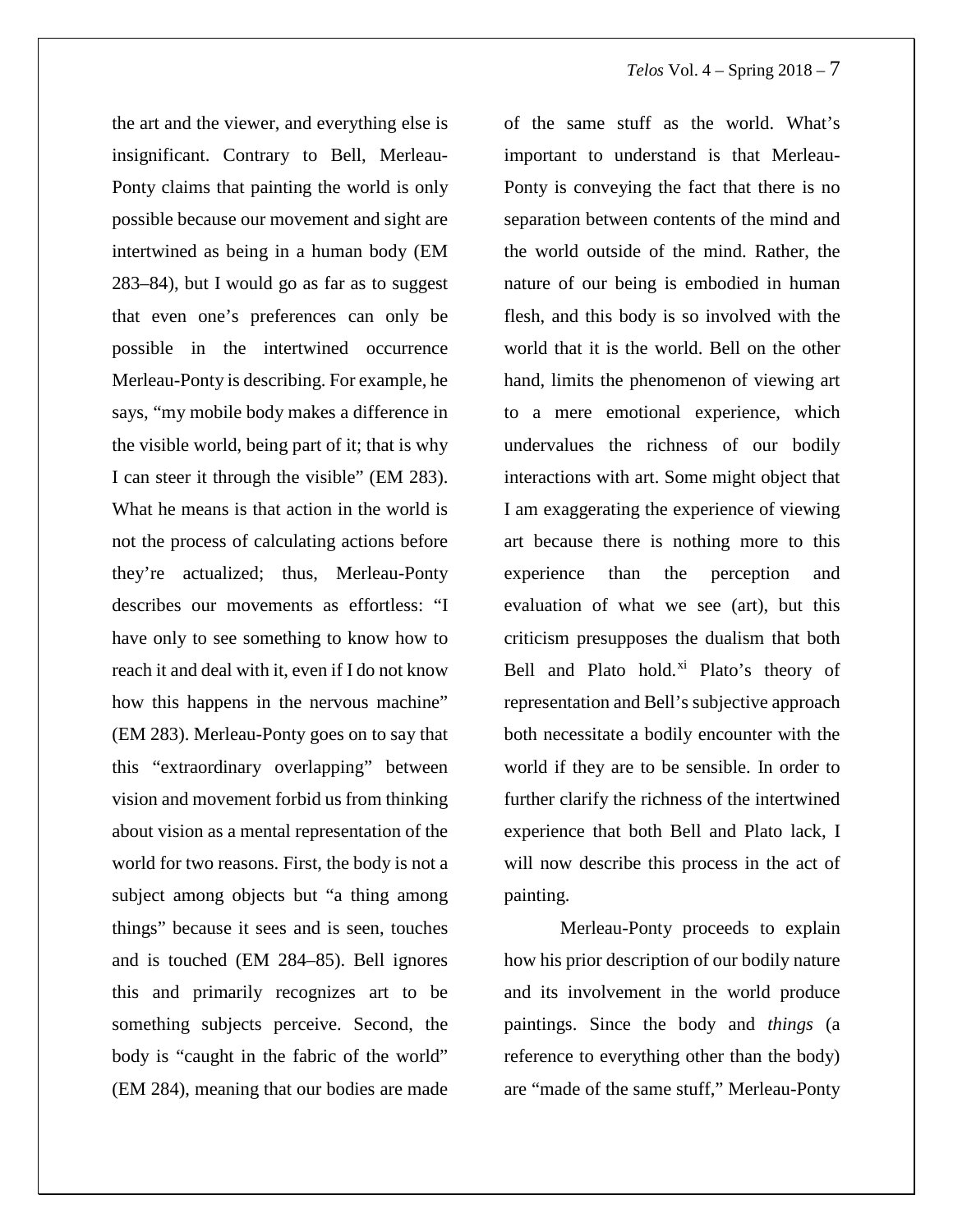the art and the viewer, and everything else is insignificant. Contrary to Bell, Merleau-Ponty claims that painting the world is only possible because our movement and sight are intertwined as being in a human body (EM 283–84), but I would go as far as to suggest that even one's preferences can only be possible in the intertwined occurrence Merleau-Ponty is describing. For example, he says, "my mobile body makes a difference in the visible world, being part of it; that is why I can steer it through the visible" (EM 283). What he means is that action in the world is not the process of calculating actions before they're actualized; thus, Merleau-Ponty describes our movements as effortless: "I have only to see something to know how to reach it and deal with it, even if I do not know how this happens in the nervous machine" (EM 283). Merleau-Ponty goes on to say that this "extraordinary overlapping" between vision and movement forbid us from thinking about vision as a mental representation of the world for two reasons. First, the body is not a subject among objects but "a thing among things" because it sees and is seen, touches and is touched (EM 284–85). Bell ignores this and primarily recognizes art to be something subjects perceive. Second, the body is "caught in the fabric of the world" (EM 284), meaning that our bodies are made of the same stuff as the world. What's important to understand is that Merleau-Ponty is conveying the fact that there is no separation between contents of the mind and the world outside of the mind. Rather, the nature of our being is embodied in human flesh, and this body is so involved with the world that it is the world. Bell on the other hand, limits the phenomenon of viewing art to a mere emotional experience, which undervalues the richness of our bodily interactions with art. Some might object that I am exaggerating the experience of viewing art because there is nothing more to this experience than the perception and evaluation of what we see (art), but this criticism presupposes the dualism that both Bell and Plato hold.[xi] Plato's theory of representation and Bell's subjective approach both necessitate a bodily encounter with the world if they are to be sensible. In order to further clarify the richness of the intertwined experience that both Bell and Plato lack, I will now describe this process in the act of painting.

Merleau-Ponty proceeds to explain how his prior description of our bodily nature and its involvement in the world produce paintings. Since the body and *things* (a reference to everything other than the body) are "made of the same stuff," Merleau-Ponty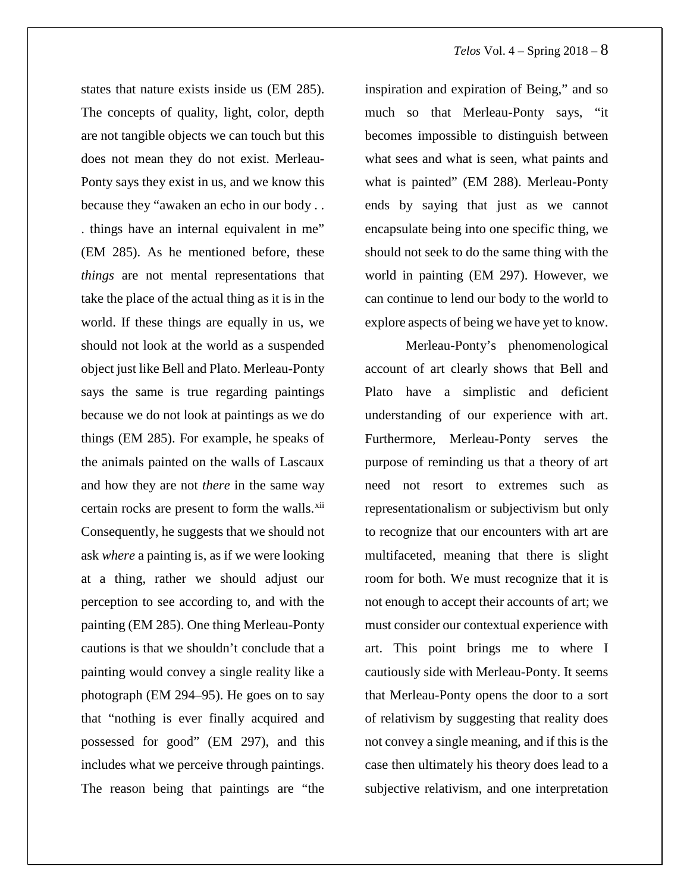states that nature exists inside us (EM 285). The concepts of quality, light, color, depth are not tangible objects we can touch but this does not mean they do not exist. Merleau-Ponty says they exist in us, and we know this because they "awaken an echo in our body . . . things have an internal equivalent in me" (EM 285). As he mentioned before, these *things* are not mental representations that take the place of the actual thing as it is in the world. If these things are equally in us, we should not look at the world as a suspended object just like Bell and Plato. Merleau-Ponty says the same is true regarding paintings because we do not look at paintings as we do things (EM 285). For example, he speaks of the animals painted on the walls of Lascaux and how they are not *there* in the same way certain rocks are present to form the walls.[xii] Consequently, he suggests that we should not ask *where* a painting is, as if we were looking at a thing, rather we should adjust our perception to see according to, and with the painting (EM 285). One thing Merleau-Ponty cautions is that we shouldn't conclude that a painting would convey a single reality like a photograph (EM 294–95). He goes on to say that "nothing is ever finally acquired and possessed for good" (EM 297), and this includes what we perceive through paintings. The reason being that paintings are "the inspiration and expiration of Being," and so much so that Merleau-Ponty says, "it becomes impossible to distinguish between what sees and what is seen, what paints and what is painted" (EM 288). Merleau-Ponty ends by saying that just as we cannot encapsulate being into one specific thing, we should not seek to do the same thing with the world in painting (EM 297). However, we can continue to lend our body to the world to explore aspects of being we have yet to know.

Merleau-Ponty's phenomenological account of art clearly shows that Bell and Plato have a simplistic and deficient understanding of our experience with art. Furthermore, Merleau-Ponty serves the purpose of reminding us that a theory of art need not resort to extremes such as representationalism or subjectivism but only to recognize that our encounters with art are multifaceted, meaning that there is slight room for both. We must recognize that it is not enough to accept their accounts of art; we must consider our contextual experience with art. This point brings me to where I cautiously side with Merleau-Ponty. It seems that Merleau-Ponty opens the door to a sort of relativism by suggesting that reality does not convey a single meaning, and if this is the case then ultimately his theory does lead to a subjective relativism, and one interpretation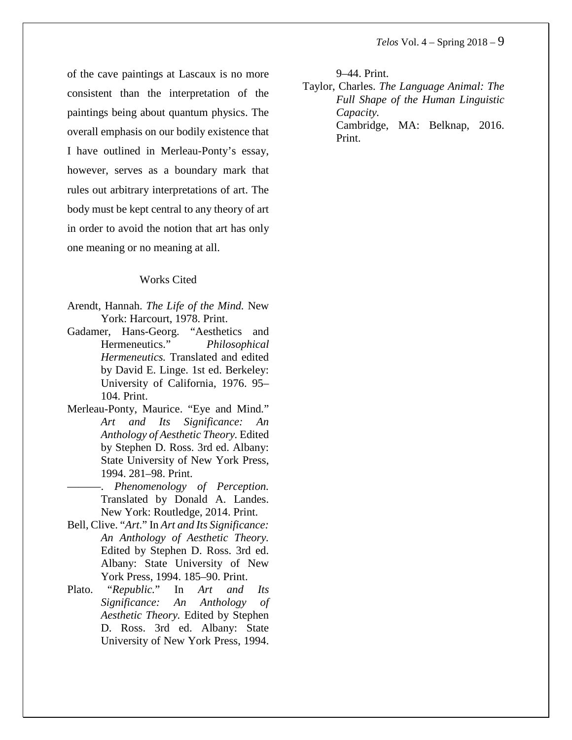of the cave paintings at Lascaux is no more consistent than the interpretation of the paintings being about quantum physics. The overall emphasis on our bodily existence that I have outlined in Merleau-Ponty's essay, however, serves as a boundary mark that rules out arbitrary interpretations of art. The body must be kept central to any theory of art in order to avoid the notion that art has only one meaning or no meaning at all.

## Works Cited

Arendt, Hannah. *The Life of the Mind.* New York: Harcourt, 1978. Print.

Gadamer, Hans-Georg. "Aesthetics and Hermeneutics." *Philosophical Hermeneutics.* Translated and edited by David E. Linge. 1st ed. Berkeley: University of California, 1976. 95–104. Print.

Merleau-Ponty, Maurice. "Eye and Mind." *Art and Its Significance: An Anthology of Aesthetic Theory.* Edited by Stephen D. Ross. 3rd ed. Albany: State University of New York Press, 1994. 281–98. Print.

———. *Phenomenology of Perception.* Translated by Donald A. Landes. New York: Routledge, 2014. Print.

Bell, Clive. "*Art.*" In *Art and Its Significance: An Anthology of Aesthetic Theory.* Edited by Stephen D. Ross. 3rd ed. Albany: State University of New York Press, 1994. 185–90. Print.

Plato. "*Republic.*" In *Art and Its Significance: An Anthology of Aesthetic Theory.* Edited by Stephen D. Ross. 3rd ed. Albany: State University of New York Press, 1994. 9–44. Print.

Taylor, Charles. *The Language Animal: The Full Shape of the Human Linguistic Capacity.* Cambridge, MA: Belknap, 2016. Print.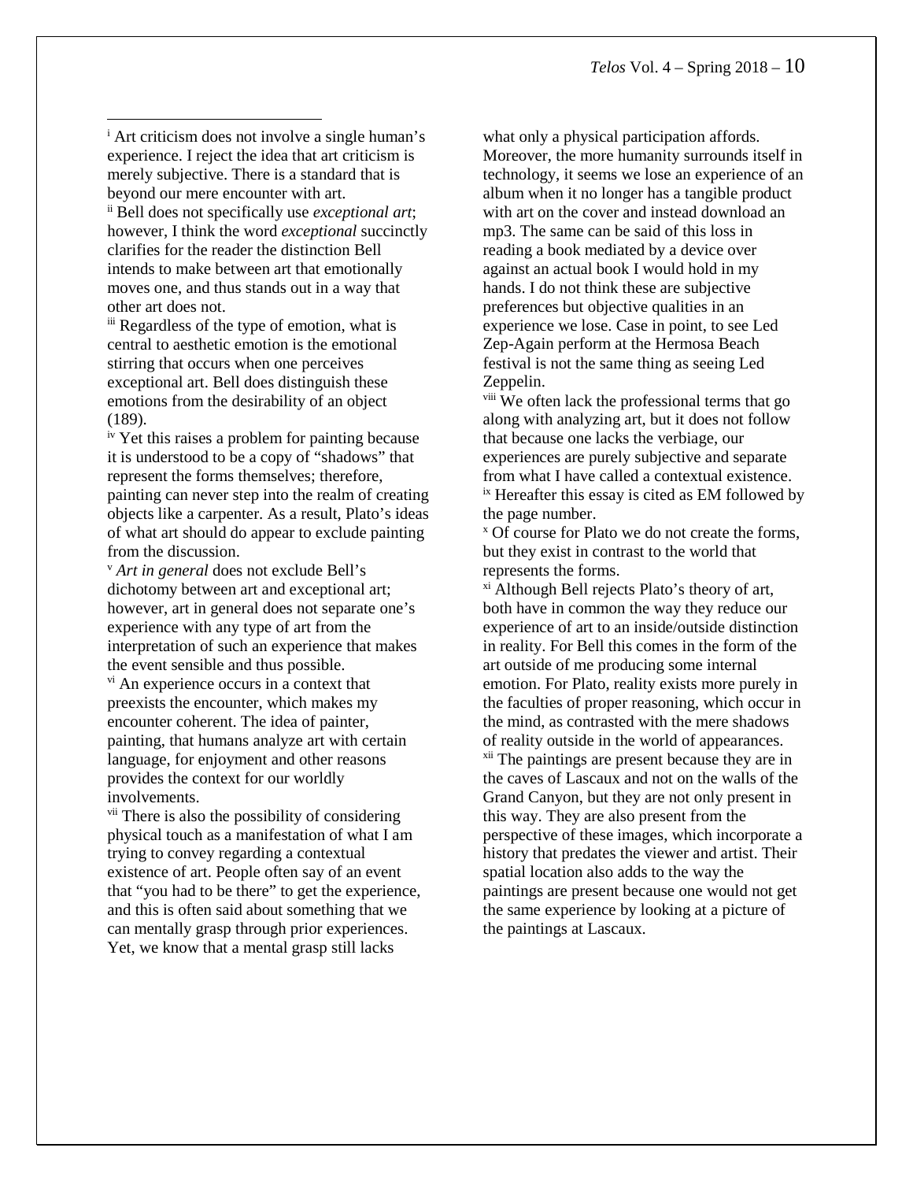[i] Art criticism does not involve a single human's experience. I reject the idea that art criticism is merely subjective. There is a standard that is beyond our mere encounter with art.

[ii] Bell does not specifically use *exceptional art*; however, I think the word *exceptional* succinctly clarifies for the reader the distinction Bell intends to make between art that emotionally moves one, and thus stands out in a way that other art does not.

[iii] Regardless of the type of emotion, what is central to aesthetic emotion is the emotional stirring that occurs when one perceives exceptional art. Bell does distinguish these emotions from the desirability of an object (189).

[iv] Yet this raises a problem for painting because it is understood to be a copy of "shadows" that represent the forms themselves; therefore, painting can never step into the realm of creating objects like a carpenter. As a result, Plato's ideas of what art should do appear to exclude painting from the discussion.

[v] *Art in general* does not exclude Bell's dichotomy between art and exceptional art; however, art in general does not separate one's experience with any type of art from the interpretation of such an experience that makes the event sensible and thus possible.

[vi] An experience occurs in a context that preexists the encounter, which makes my encounter coherent. The idea of painter, painting, that humans analyze art with certain language, for enjoyment and other reasons provides the context for our worldly involvements.

[vii] There is also the possibility of considering physical touch as a manifestation of what I am trying to convey regarding a contextual existence of art. People often say of an event that "you had to be there" to get the experience, and this is often said about something that we can mentally grasp through prior experiences. Yet, we know that a mental grasp still lacks what only a physical participation affords. Moreover, the more humanity surrounds itself in technology, it seems we lose an experience of an album when it no longer has a tangible product with art on the cover and instead download an mp3. The same can be said of this loss in reading a book mediated by a device over against an actual book I would hold in my hands. I do not think these are subjective preferences but objective qualities in an experience we lose. Case in point, to see Led Zep-Again perform at the Hermosa Beach festival is not the same thing as seeing Led Zeppelin.

[viii] We often lack the professional terms that go along with analyzing art, but it does not follow that because one lacks the verbiage, our experiences are purely subjective and separate from what I have called a contextual existence.

[ix] Hereafter this essay is cited as EM followed by the page number.

[x] Of course for Plato we do not create the forms, but they exist in contrast to the world that represents the forms.

[xi] Although Bell rejects Plato's theory of art, both have in common the way they reduce our experience of art to an inside/outside distinction in reality. For Bell this comes in the form of the art outside of me producing some internal emotion. For Plato, reality exists more purely in the faculties of proper reasoning, which occur in the mind, as contrasted with the mere shadows of reality outside in the world of appearances.

[xii] The paintings are present because they are in the caves of Lascaux and not on the walls of the Grand Canyon, but they are not only present in this way. They are also present from the perspective of these images, which incorporate a history that predates the viewer and artist. Their spatial location also adds to the way the paintings are present because one would not get the same experience by looking at a picture of the paintings at Lascaux.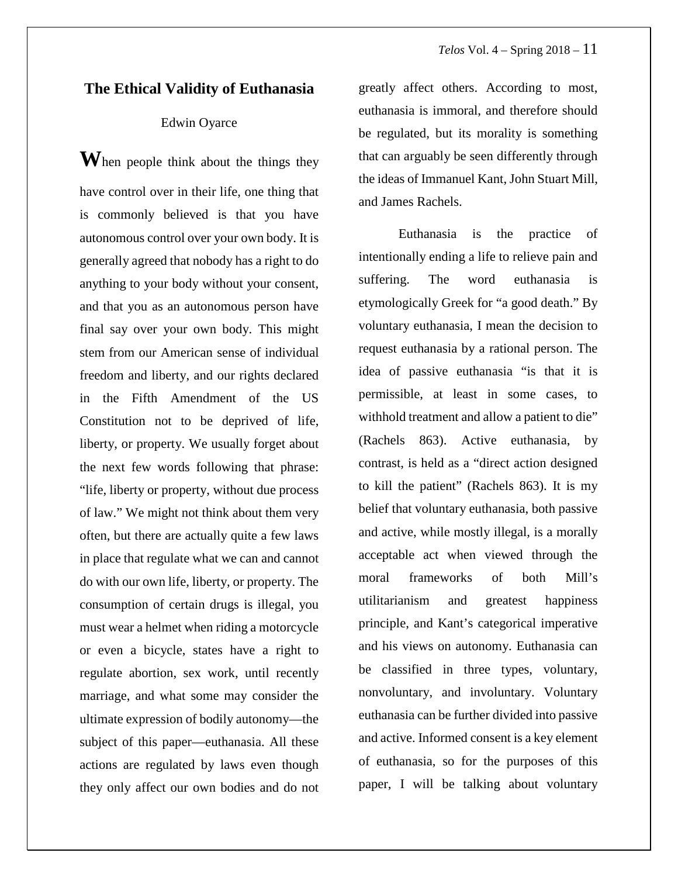## The Ethical Validity of Euthanasia

Edwin Oyarce

**W**hen people think about the things they have control over in their life, one thing that is commonly believed is that you have autonomous control over your own body. It is generally agreed that nobody has a right to do anything to your body without your consent, and that you as an autonomous person have final say over your own body. This might stem from our American sense of individual freedom and liberty, and our rights declared in the Fifth Amendment of the US Constitution not to be deprived of life, liberty, or property. We usually forget about the next few words following that phrase: "life, liberty or property, without due process of law." We might not think about them very often, but there are actually quite a few laws in place that regulate what we can and cannot do with our own life, liberty, or property. The consumption of certain drugs is illegal, you must wear a helmet when riding a motorcycle or even a bicycle, states have a right to regulate abortion, sex work, until recently marriage, and what some may consider the ultimate expression of bodily autonomy—the subject of this paper—euthanasia. All these actions are regulated by laws even though they only affect our own bodies and do not greatly affect others. According to most, euthanasia is immoral, and therefore should be regulated, but its morality is something that can arguably be seen differently through the ideas of Immanuel Kant, John Stuart Mill, and James Rachels.

Euthanasia is the practice of intentionally ending a life to relieve pain and suffering. The word euthanasia is etymologically Greek for "a good death." By voluntary euthanasia, I mean the decision to request euthanasia by a rational person. The idea of passive euthanasia "is that it is permissible, at least in some cases, to withhold treatment and allow a patient to die" (Rachels 863). Active euthanasia, by contrast, is held as a "direct action designed to kill the patient" (Rachels 863). It is my belief that voluntary euthanasia, both passive and active, while mostly illegal, is a morally acceptable act when viewed through the moral frameworks of both Mill's utilitarianism and greatest happiness principle, and Kant's categorical imperative and his views on autonomy. Euthanasia can be classified in three types, voluntary, nonvoluntary, and involuntary. Voluntary euthanasia can be further divided into passive and active. Informed consent is a key element of euthanasia, so for the purposes of this paper, I will be talking about voluntary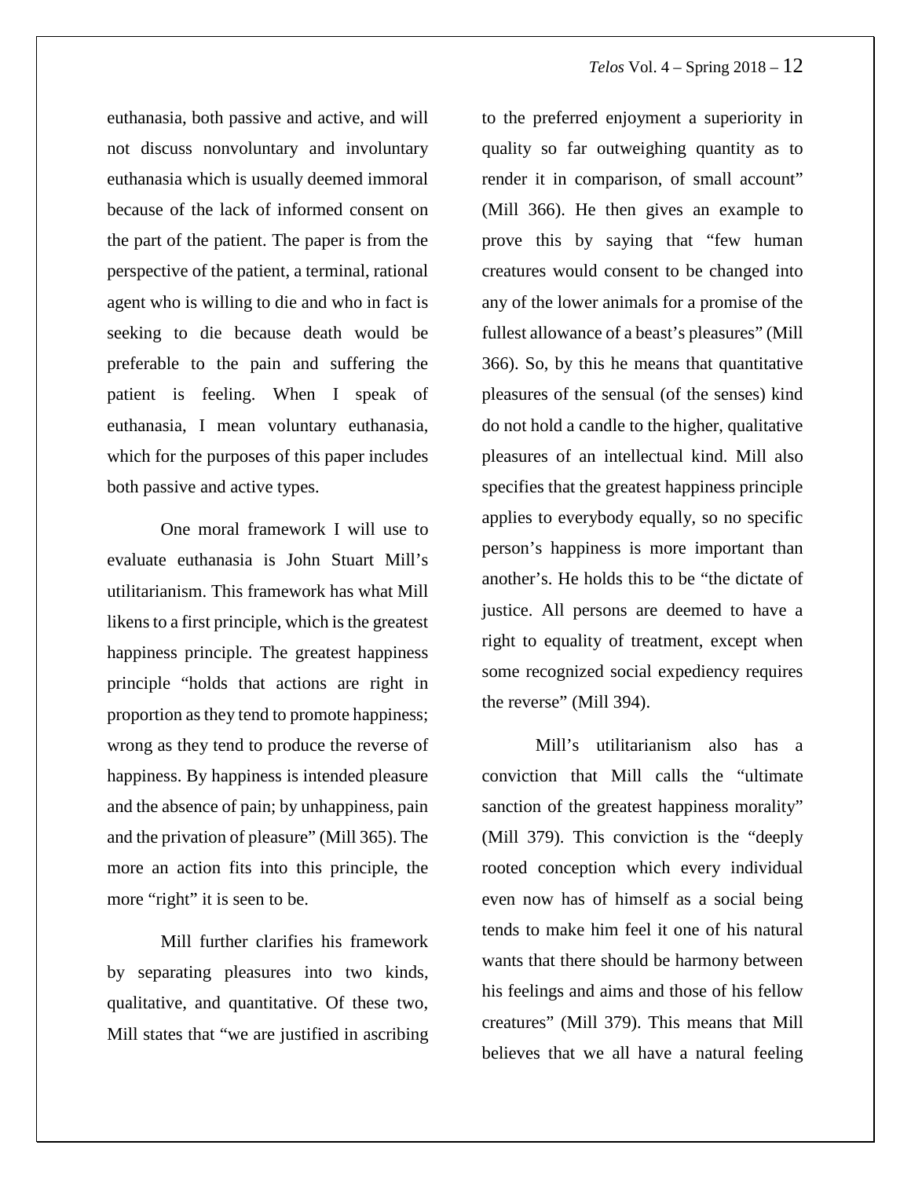euthanasia, both passive and active, and will not discuss nonvoluntary and involuntary euthanasia which is usually deemed immoral because of the lack of informed consent on the part of the patient. The paper is from the perspective of the patient, a terminal, rational agent who is willing to die and who in fact is seeking to die because death would be preferable to the pain and suffering the patient is feeling. When I speak of euthanasia, I mean voluntary euthanasia, which for the purposes of this paper includes both passive and active types.

One moral framework I will use to evaluate euthanasia is John Stuart Mill's utilitarianism. This framework has what Mill likens to a first principle, which is the greatest happiness principle. The greatest happiness principle "holds that actions are right in proportion as they tend to promote happiness; wrong as they tend to produce the reverse of happiness. By happiness is intended pleasure and the absence of pain; by unhappiness, pain and the privation of pleasure" (Mill 365). The more an action fits into this principle, the more "right" it is seen to be.

Mill further clarifies his framework by separating pleasures into two kinds, qualitative, and quantitative. Of these two, Mill states that "we are justified in ascribing to the preferred enjoyment a superiority in quality so far outweighing quantity as to render it in comparison, of small account" (Mill 366). He then gives an example to prove this by saying that "few human creatures would consent to be changed into any of the lower animals for a promise of the fullest allowance of a beast's pleasures" (Mill 366). So, by this he means that quantitative pleasures of the sensual (of the senses) kind do not hold a candle to the higher, qualitative pleasures of an intellectual kind. Mill also specifies that the greatest happiness principle applies to everybody equally, so no specific person's happiness is more important than another's. He holds this to be "the dictate of justice. All persons are deemed to have a right to equality of treatment, except when some recognized social expediency requires the reverse" (Mill 394).

Mill's utilitarianism also has a conviction that Mill calls the "ultimate sanction of the greatest happiness morality" (Mill 379). This conviction is the "deeply rooted conception which every individual even now has of himself as a social being tends to make him feel it one of his natural wants that there should be harmony between his feelings and aims and those of his fellow creatures" (Mill 379). This means that Mill believes that we all have a natural feeling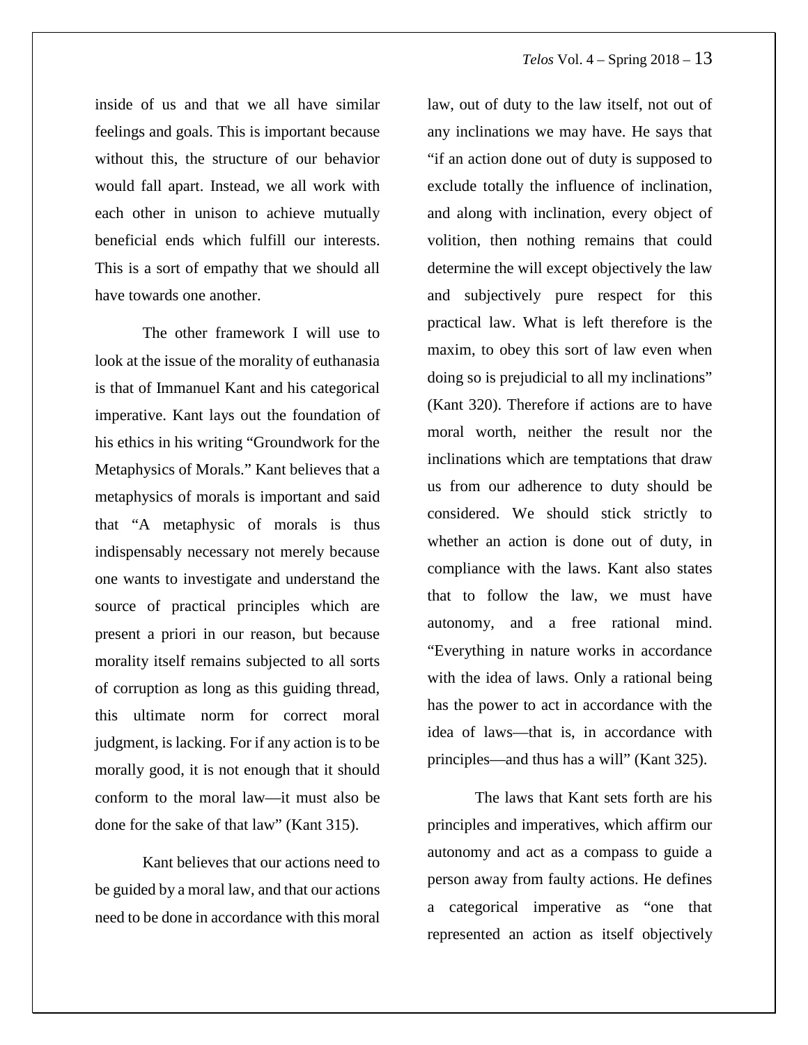inside of us and that we all have similar feelings and goals. This is important because without this, the structure of our behavior would fall apart. Instead, we all work with each other in unison to achieve mutually beneficial ends which fulfill our interests. This is a sort of empathy that we should all have towards one another.

The other framework I will use to look at the issue of the morality of euthanasia is that of Immanuel Kant and his categorical imperative. Kant lays out the foundation of his ethics in his writing "Groundwork for the Metaphysics of Morals." Kant believes that a metaphysics of morals is important and said that "A metaphysic of morals is thus indispensably necessary not merely because one wants to investigate and understand the source of practical principles which are present a priori in our reason, but because morality itself remains subjected to all sorts of corruption as long as this guiding thread, this ultimate norm for correct moral judgment, is lacking. For if any action is to be morally good, it is not enough that it should conform to the moral law—it must also be done for the sake of that law" (Kant 315).

Kant believes that our actions need to be guided by a moral law, and that our actions need to be done in accordance with this moral law, out of duty to the law itself, not out of any inclinations we may have. He says that "if an action done out of duty is supposed to exclude totally the influence of inclination, and along with inclination, every object of volition, then nothing remains that could determine the will except objectively the law and subjectively pure respect for this practical law. What is left therefore is the maxim, to obey this sort of law even when doing so is prejudicial to all my inclinations" (Kant 320). Therefore if actions are to have moral worth, neither the result nor the inclinations which are temptations that draw us from our adherence to duty should be considered. We should stick strictly to whether an action is done out of duty, in compliance with the laws. Kant also states that to follow the law, we must have autonomy, and a free rational mind. "Everything in nature works in accordance with the idea of laws. Only a rational being has the power to act in accordance with the idea of laws—that is, in accordance with principles—and thus has a will" (Kant 325).

The laws that Kant sets forth are his principles and imperatives, which affirm our autonomy and act as a compass to guide a person away from faulty actions. He defines a categorical imperative as "one that represented an action as itself objectively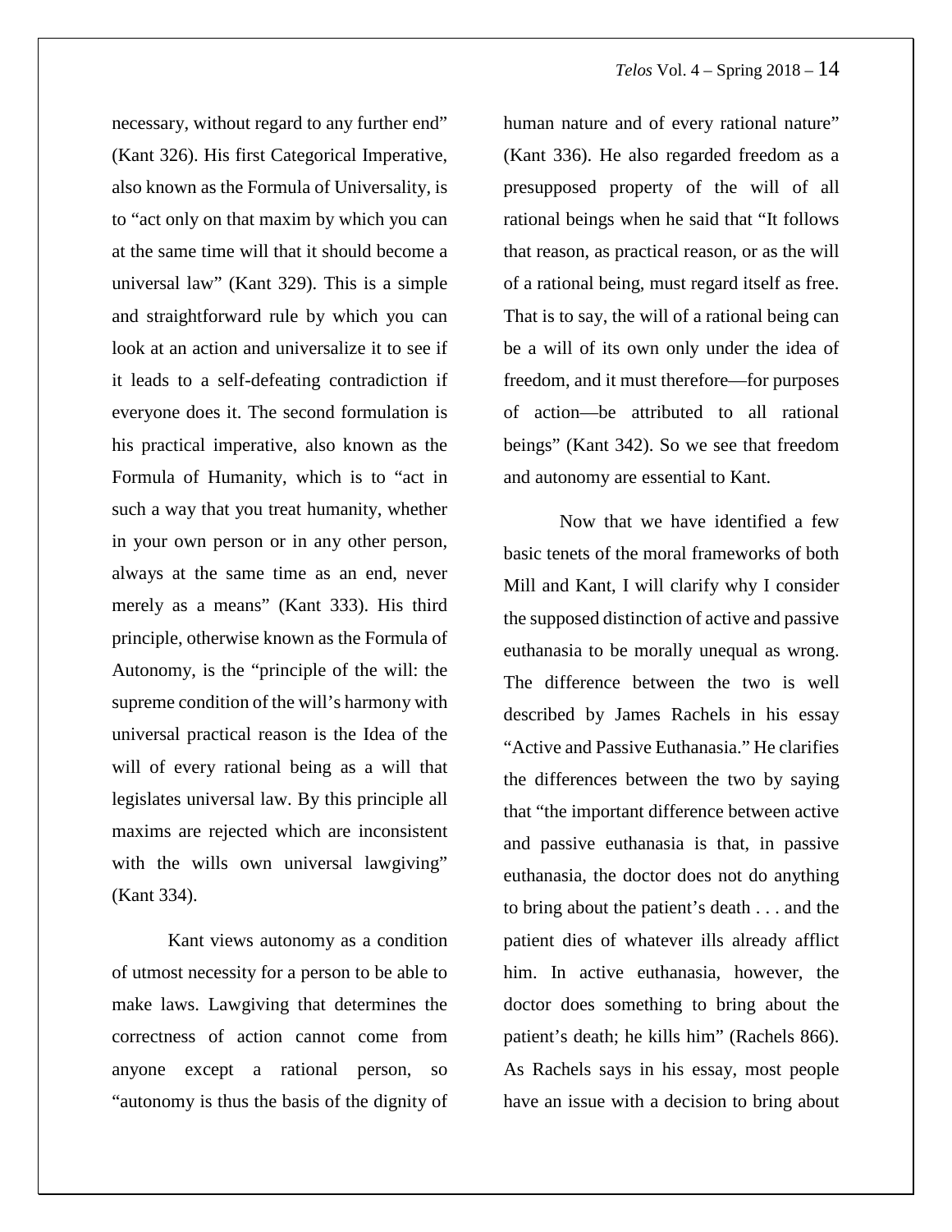necessary, without regard to any further end" (Kant 326). His first Categorical Imperative, also known as the Formula of Universality, is to "act only on that maxim by which you can at the same time will that it should become a universal law" (Kant 329). This is a simple and straightforward rule by which you can look at an action and universalize it to see if it leads to a self-defeating contradiction if everyone does it. The second formulation is his practical imperative, also known as the Formula of Humanity, which is to "act in such a way that you treat humanity, whether in your own person or in any other person, always at the same time as an end, never merely as a means" (Kant 333). His third principle, otherwise known as the Formula of Autonomy, is the "principle of the will: the supreme condition of the will's harmony with universal practical reason is the Idea of the will of every rational being as a will that legislates universal law. By this principle all maxims are rejected which are inconsistent with the wills own universal lawgiving" (Kant 334).

Kant views autonomy as a condition of utmost necessity for a person to be able to make laws. Lawgiving that determines the correctness of action cannot come from anyone except a rational person, so "autonomy is thus the basis of the dignity of human nature and of every rational nature" (Kant 336). He also regarded freedom as a presupposed property of the will of all rational beings when he said that "It follows that reason, as practical reason, or as the will of a rational being, must regard itself as free. That is to say, the will of a rational being can be a will of its own only under the idea of freedom, and it must therefore—for purposes of action—be attributed to all rational beings" (Kant 342). So we see that freedom and autonomy are essential to Kant.

Now that we have identified a few basic tenets of the moral frameworks of both Mill and Kant, I will clarify why I consider the supposed distinction of active and passive euthanasia to be morally unequal as wrong. The difference between the two is well described by James Rachels in his essay "Active and Passive Euthanasia." He clarifies the differences between the two by saying that "the important difference between active and passive euthanasia is that, in passive euthanasia, the doctor does not do anything to bring about the patient's death . . . and the patient dies of whatever ills already afflict him. In active euthanasia, however, the doctor does something to bring about the patient's death; he kills him" (Rachels 866). As Rachels says in his essay, most people have an issue with a decision to bring about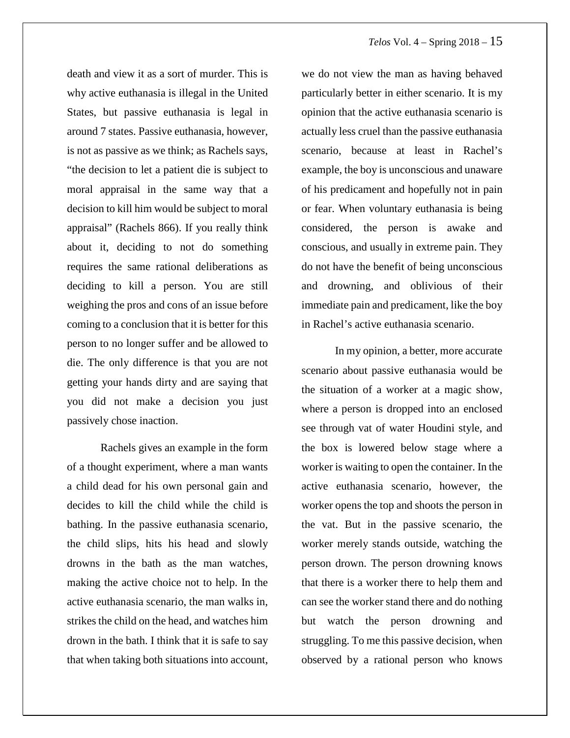death and view it as a sort of murder. This is why active euthanasia is illegal in the United States, but passive euthanasia is legal in around 7 states. Passive euthanasia, however, is not as passive as we think; as Rachels says, "the decision to let a patient die is subject to moral appraisal in the same way that a decision to kill him would be subject to moral appraisal" (Rachels 866). If you really think about it, deciding to not do something requires the same rational deliberations as deciding to kill a person. You are still weighing the pros and cons of an issue before coming to a conclusion that it is better for this person to no longer suffer and be allowed to die. The only difference is that you are not getting your hands dirty and are saying that you did not make a decision you just passively chose inaction.

Rachels gives an example in the form of a thought experiment, where a man wants a child dead for his own personal gain and decides to kill the child while the child is bathing. In the passive euthanasia scenario, the child slips, hits his head and slowly drowns in the bath as the man watches, making the active choice not to help. In the active euthanasia scenario, the man walks in, strikes the child on the head, and watches him drown in the bath. I think that it is safe to say that when taking both situations into account, we do not view the man as having behaved particularly better in either scenario. It is my opinion that the active euthanasia scenario is actually less cruel than the passive euthanasia scenario, because at least in Rachel's example, the boy is unconscious and unaware of his predicament and hopefully not in pain or fear. When voluntary euthanasia is being considered, the person is awake and conscious, and usually in extreme pain. They do not have the benefit of being unconscious and drowning, and oblivious of their immediate pain and predicament, like the boy in Rachel's active euthanasia scenario.

In my opinion, a better, more accurate scenario about passive euthanasia would be the situation of a worker at a magic show, where a person is dropped into an enclosed see through vat of water Houdini style, and the box is lowered below stage where a worker is waiting to open the container. In the active euthanasia scenario, however, the worker opens the top and shoots the person in the vat. But in the passive scenario, the worker merely stands outside, watching the person drown. The person drowning knows that there is a worker there to help them and can see the worker stand there and do nothing but watch the person drowning and struggling. To me this passive decision, when observed by a rational person who knows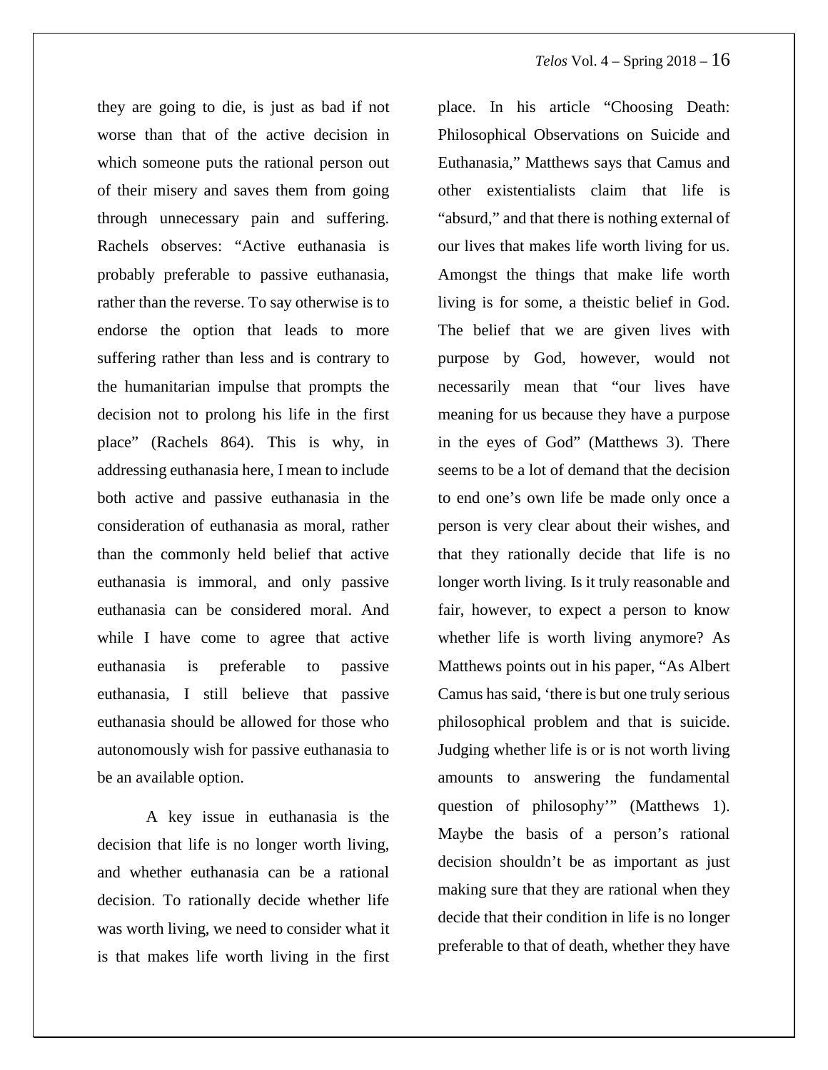they are going to die, is just as bad if not worse than that of the active decision in which someone puts the rational person out of their misery and saves them from going through unnecessary pain and suffering. Rachels observes: "Active euthanasia is probably preferable to passive euthanasia, rather than the reverse. To say otherwise is to endorse the option that leads to more suffering rather than less and is contrary to the humanitarian impulse that prompts the decision not to prolong his life in the first place" (Rachels 864). This is why, in addressing euthanasia here, I mean to include both active and passive euthanasia in the consideration of euthanasia as moral, rather than the commonly held belief that active euthanasia is immoral, and only passive euthanasia can be considered moral. And while I have come to agree that active euthanasia is preferable to passive euthanasia, I still believe that passive euthanasia should be allowed for those who autonomously wish for passive euthanasia to be an available option.

A key issue in euthanasia is the decision that life is no longer worth living, and whether euthanasia can be a rational decision. To rationally decide whether life was worth living, we need to consider what it is that makes life worth living in the first place. In his article "Choosing Death: Philosophical Observations on Suicide and Euthanasia," Matthews says that Camus and other existentialists claim that life is "absurd," and that there is nothing external of our lives that makes life worth living for us. Amongst the things that make life worth living is for some, a theistic belief in God. The belief that we are given lives with purpose by God, however, would not necessarily mean that "our lives have meaning for us because they have a purpose in the eyes of God" (Matthews 3). There seems to be a lot of demand that the decision to end one's own life be made only once a person is very clear about their wishes, and that they rationally decide that life is no longer worth living. Is it truly reasonable and fair, however, to expect a person to know whether life is worth living anymore? As Matthews points out in his paper, "As Albert Camus has said, 'there is but one truly serious philosophical problem and that is suicide. Judging whether life is or is not worth living amounts to answering the fundamental question of philosophy'" (Matthews 1). Maybe the basis of a person's rational decision shouldn't be as important as just making sure that they are rational when they decide that their condition in life is no longer preferable to that of death, whether they have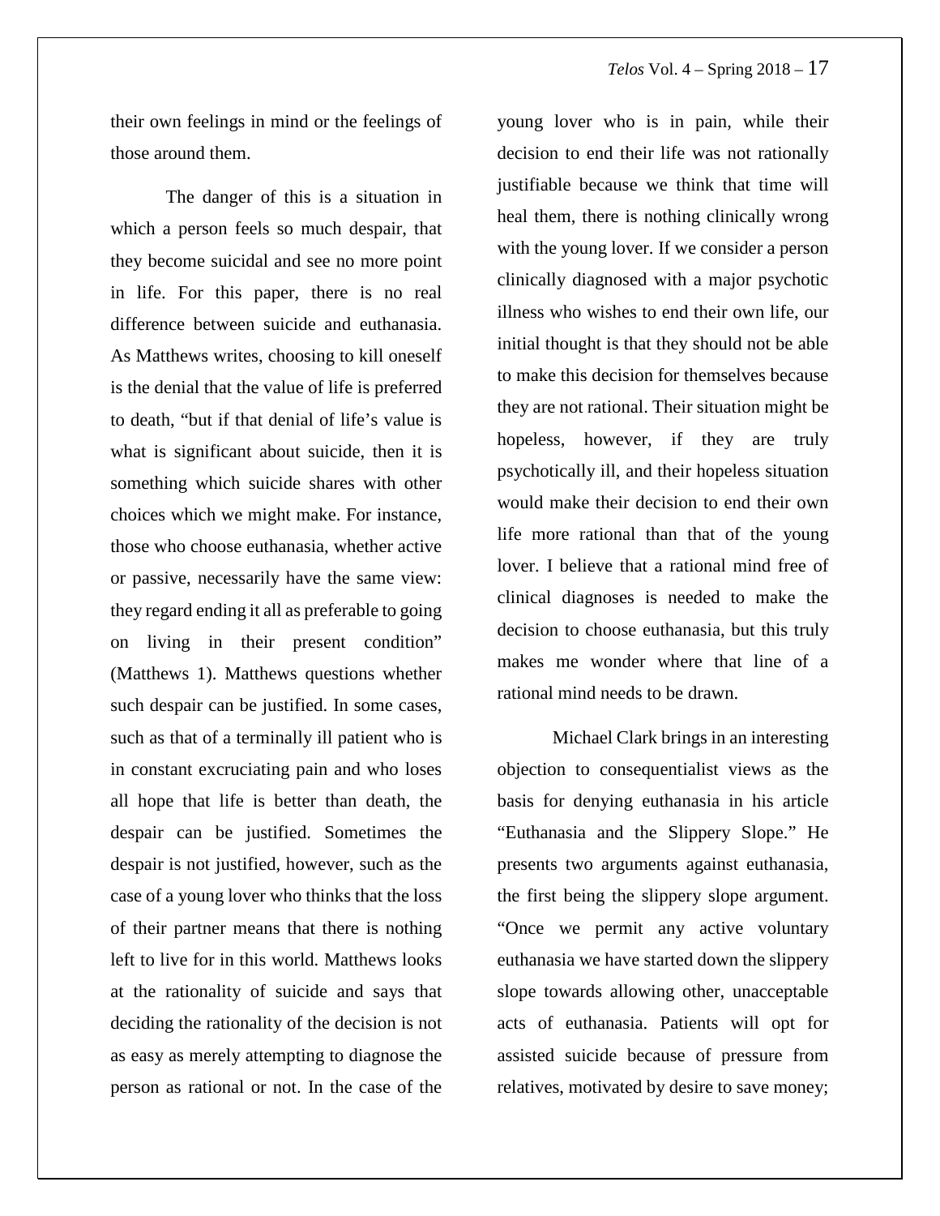their own feelings in mind or the feelings of those around them.

The danger of this is a situation in which a person feels so much despair, that they become suicidal and see no more point in life. For this paper, there is no real difference between suicide and euthanasia. As Matthews writes, choosing to kill oneself is the denial that the value of life is preferred to death, "but if that denial of life's value is what is significant about suicide, then it is something which suicide shares with other choices which we might make. For instance, those who choose euthanasia, whether active or passive, necessarily have the same view: they regard ending it all as preferable to going on living in their present condition" (Matthews 1). Matthews questions whether such despair can be justified. In some cases, such as that of a terminally ill patient who is in constant excruciating pain and who loses all hope that life is better than death, the despair can be justified. Sometimes the despair is not justified, however, such as the case of a young lover who thinks that the loss of their partner means that there is nothing left to live for in this world. Matthews looks at the rationality of suicide and says that deciding the rationality of the decision is not as easy as merely attempting to diagnose the person as rational or not. In the case of the young lover who is in pain, while their decision to end their life was not rationally justifiable because we think that time will heal them, there is nothing clinically wrong with the young lover. If we consider a person clinically diagnosed with a major psychotic illness who wishes to end their own life, our initial thought is that they should not be able to make this decision for themselves because they are not rational. Their situation might be hopeless, however, if they are truly psychotically ill, and their hopeless situation would make their decision to end their own life more rational than that of the young lover. I believe that a rational mind free of clinical diagnoses is needed to make the decision to choose euthanasia, but this truly makes me wonder where that line of a rational mind needs to be drawn.

Michael Clark brings in an interesting objection to consequentialist views as the basis for denying euthanasia in his article "Euthanasia and the Slippery Slope." He presents two arguments against euthanasia, the first being the slippery slope argument. "Once we permit any active voluntary euthanasia we have started down the slippery slope towards allowing other, unacceptable acts of euthanasia. Patients will opt for assisted suicide because of pressure from relatives, motivated by desire to save money;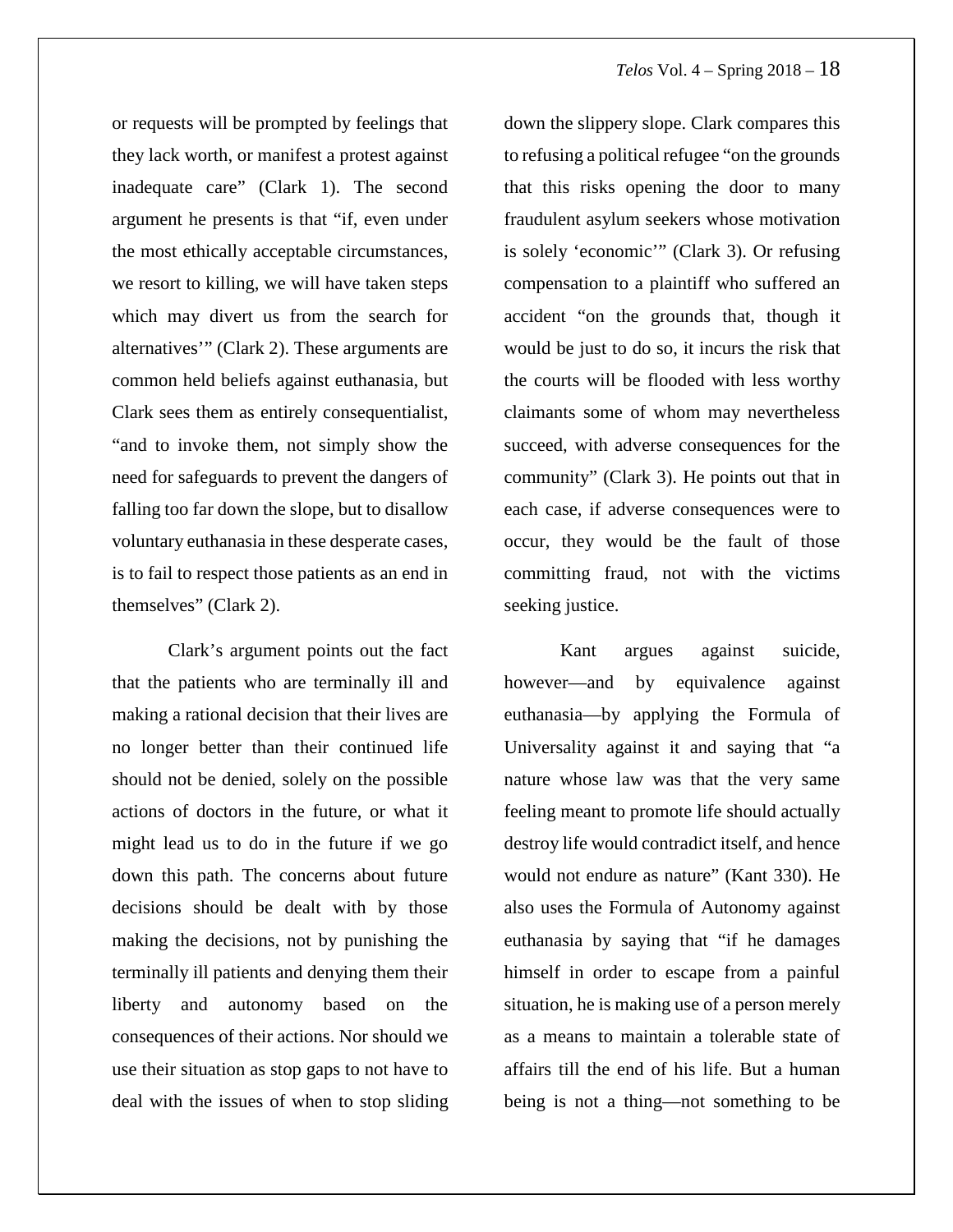or requests will be prompted by feelings that they lack worth, or manifest a protest against inadequate care" (Clark 1). The second argument he presents is that "if, even under the most ethically acceptable circumstances, we resort to killing, we will have taken steps which may divert us from the search for alternatives'" (Clark 2). These arguments are common held beliefs against euthanasia, but Clark sees them as entirely consequentialist, "and to invoke them, not simply show the need for safeguards to prevent the dangers of falling too far down the slope, but to disallow voluntary euthanasia in these desperate cases, is to fail to respect those patients as an end in themselves" (Clark 2).

Clark's argument points out the fact that the patients who are terminally ill and making a rational decision that their lives are no longer better than their continued life should not be denied, solely on the possible actions of doctors in the future, or what it might lead us to do in the future if we go down this path. The concerns about future decisions should be dealt with by those making the decisions, not by punishing the terminally ill patients and denying them their liberty and autonomy based on the consequences of their actions. Nor should we use their situation as stop gaps to not have to deal with the issues of when to stop sliding down the slippery slope. Clark compares this to refusing a political refugee "on the grounds that this risks opening the door to many fraudulent asylum seekers whose motivation is solely 'economic'" (Clark 3). Or refusing compensation to a plaintiff who suffered an accident "on the grounds that, though it would be just to do so, it incurs the risk that the courts will be flooded with less worthy claimants some of whom may nevertheless succeed, with adverse consequences for the community" (Clark 3). He points out that in each case, if adverse consequences were to occur, they would be the fault of those committing fraud, not with the victims seeking justice.

Kant argues against suicide, however—and by equivalence against euthanasia—by applying the Formula of Universality against it and saying that "a nature whose law was that the very same feeling meant to promote life should actually destroy life would contradict itself, and hence would not endure as nature" (Kant 330). He also uses the Formula of Autonomy against euthanasia by saying that "if he damages himself in order to escape from a painful situation, he is making use of a person merely as a means to maintain a tolerable state of affairs till the end of his life. But a human being is not a thing—not something to be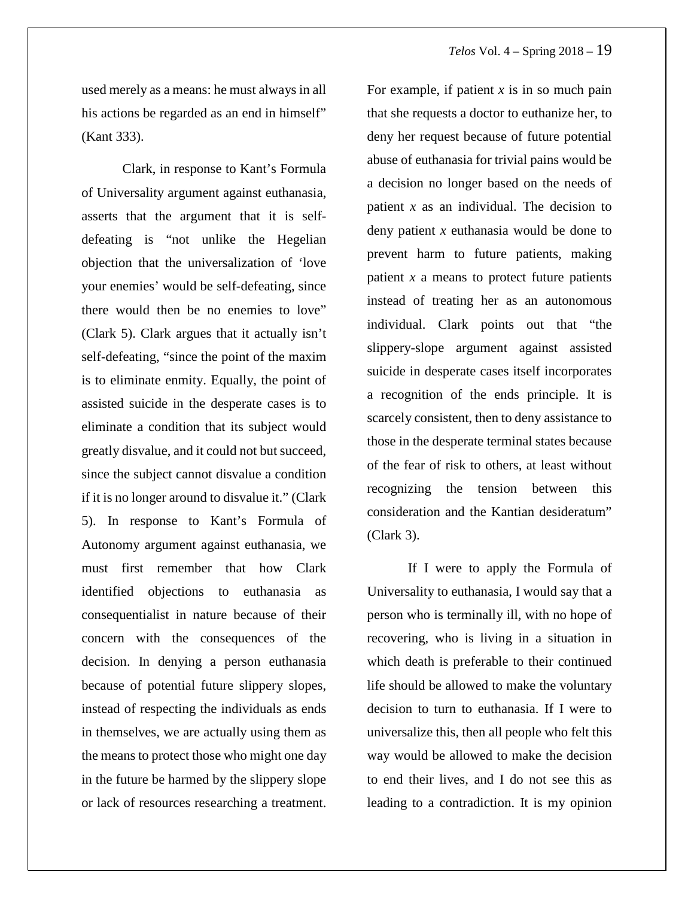used merely as a means: he must always in all his actions be regarded as an end in himself" (Kant 333).

Clark, in response to Kant's Formula of Universality argument against euthanasia, asserts that the argument that it is self-defeating is "not unlike the Hegelian objection that the universalization of 'love your enemies' would be self-defeating, since there would then be no enemies to love" (Clark 5). Clark argues that it actually isn't self-defeating, "since the point of the maxim is to eliminate enmity. Equally, the point of assisted suicide in the desperate cases is to eliminate a condition that its subject would greatly disvalue, and it could not but succeed, since the subject cannot disvalue a condition if it is no longer around to disvalue it." (Clark 5). In response to Kant's Formula of Autonomy argument against euthanasia, we must first remember that how Clark identified objections to euthanasia as consequentialist in nature because of their concern with the consequences of the decision. In denying a person euthanasia because of potential future slippery slopes, instead of respecting the individuals as ends in themselves, we are actually using them as the means to protect those who might one day in the future be harmed by the slippery slope or lack of resources researching a treatment. For example, if patient *x* is in so much pain that she requests a doctor to euthanize her, to deny her request because of future potential abuse of euthanasia for trivial pains would be a decision no longer based on the needs of patient *x* as an individual. The decision to deny patient *x* euthanasia would be done to prevent harm to future patients, making patient *x* a means to protect future patients instead of treating her as an autonomous individual. Clark points out that "the slippery-slope argument against assisted suicide in desperate cases itself incorporates a recognition of the ends principle. It is scarcely consistent, then to deny assistance to those in the desperate terminal states because of the fear of risk to others, at least without recognizing the tension between this consideration and the Kantian desideratum" (Clark 3).

If I were to apply the Formula of Universality to euthanasia, I would say that a person who is terminally ill, with no hope of recovering, who is living in a situation in which death is preferable to their continued life should be allowed to make the voluntary decision to turn to euthanasia. If I were to universalize this, then all people who felt this way would be allowed to make the decision to end their lives, and I do not see this as leading to a contradiction. It is my opinion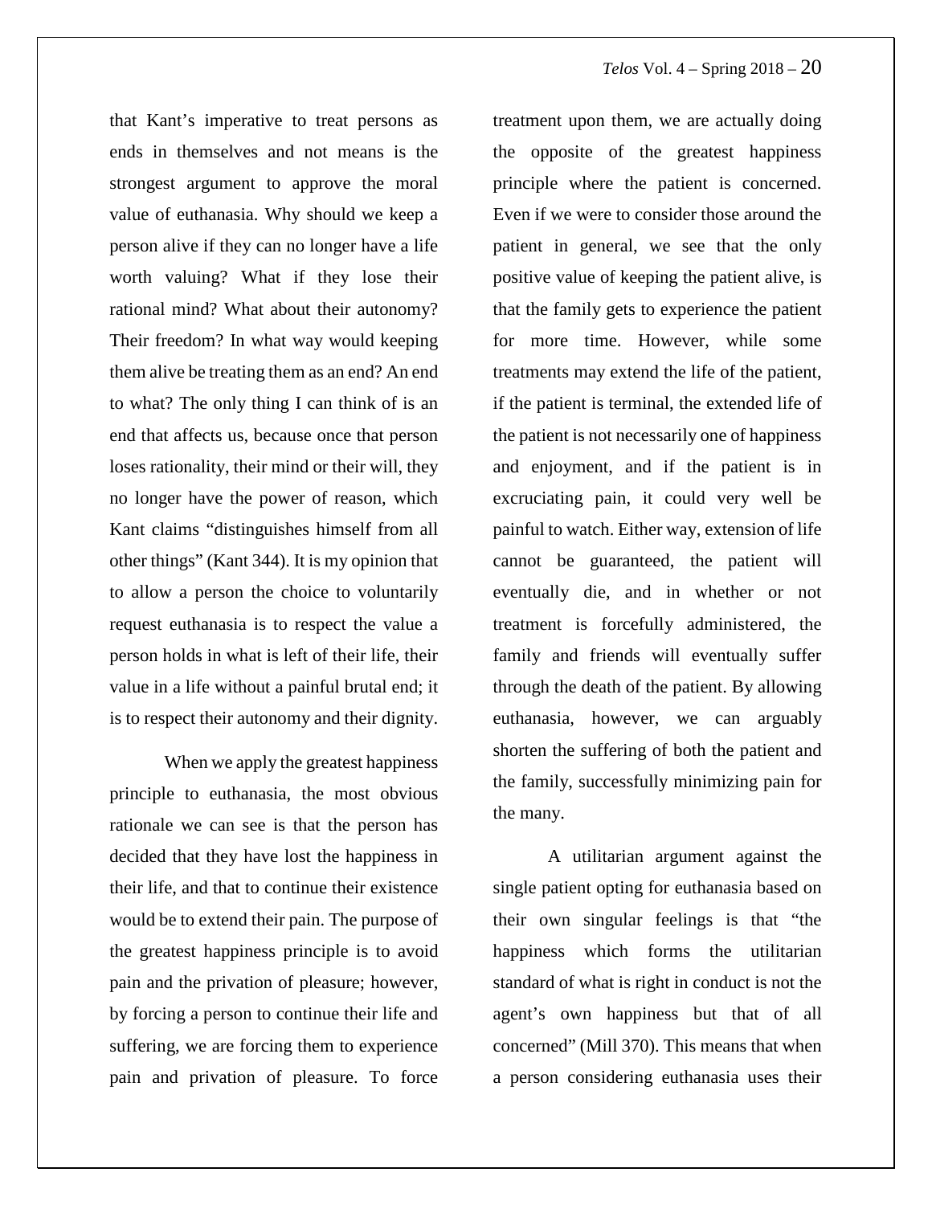that Kant's imperative to treat persons as ends in themselves and not means is the strongest argument to approve the moral value of euthanasia. Why should we keep a person alive if they can no longer have a life worth valuing? What if they lose their rational mind? What about their autonomy? Their freedom? In what way would keeping them alive be treating them as an end? An end to what? The only thing I can think of is an end that affects us, because once that person loses rationality, their mind or their will, they no longer have the power of reason, which Kant claims "distinguishes himself from all other things" (Kant 344). It is my opinion that to allow a person the choice to voluntarily request euthanasia is to respect the value a person holds in what is left of their life, their value in a life without a painful brutal end; it is to respect their autonomy and their dignity.

When we apply the greatest happiness principle to euthanasia, the most obvious rationale we can see is that the person has decided that they have lost the happiness in their life, and that to continue their existence would be to extend their pain. The purpose of the greatest happiness principle is to avoid pain and the privation of pleasure; however, by forcing a person to continue their life and suffering, we are forcing them to experience pain and privation of pleasure. To force treatment upon them, we are actually doing the opposite of the greatest happiness principle where the patient is concerned. Even if we were to consider those around the patient in general, we see that the only positive value of keeping the patient alive, is that the family gets to experience the patient for more time. However, while some treatments may extend the life of the patient, if the patient is terminal, the extended life of the patient is not necessarily one of happiness and enjoyment, and if the patient is in excruciating pain, it could very well be painful to watch. Either way, extension of life cannot be guaranteed, the patient will eventually die, and in whether or not treatment is forcefully administered, the family and friends will eventually suffer through the death of the patient. By allowing euthanasia, however, we can arguably shorten the suffering of both the patient and the family, successfully minimizing pain for the many.

A utilitarian argument against the single patient opting for euthanasia based on their own singular feelings is that "the happiness which forms the utilitarian standard of what is right in conduct is not the agent's own happiness but that of all concerned" (Mill 370). This means that when a person considering euthanasia uses their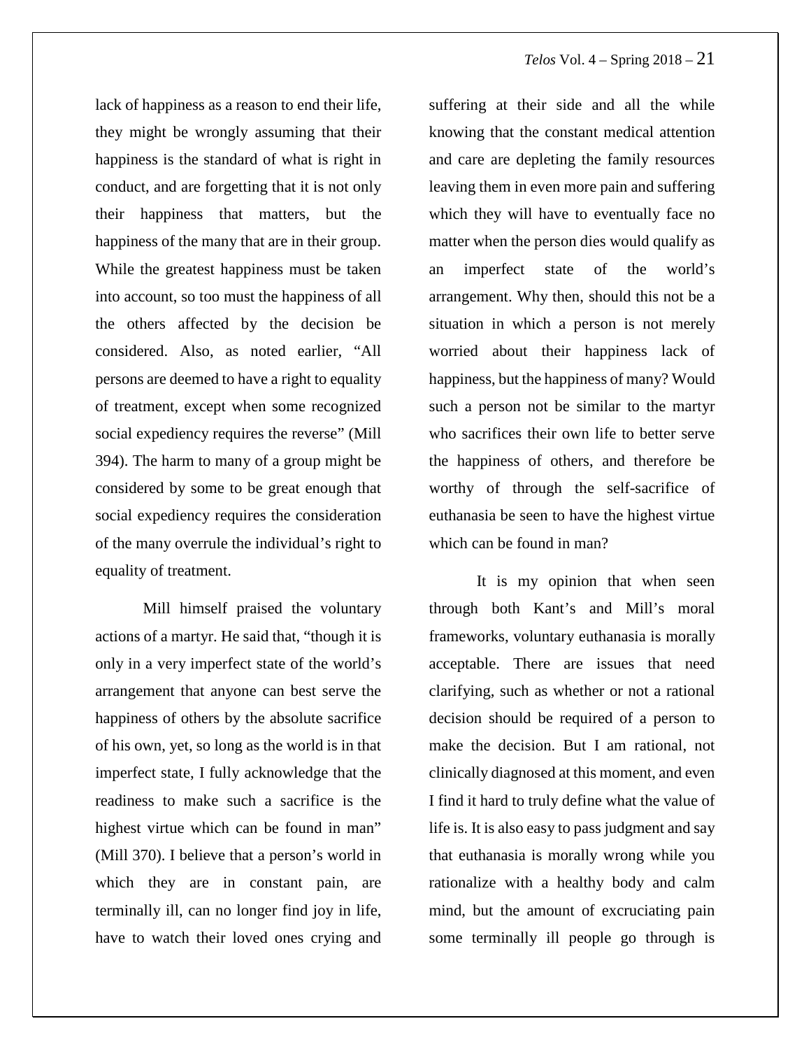lack of happiness as a reason to end their life, they might be wrongly assuming that their happiness is the standard of what is right in conduct, and are forgetting that it is not only their happiness that matters, but the happiness of the many that are in their group. While the greatest happiness must be taken into account, so too must the happiness of all the others affected by the decision be considered. Also, as noted earlier, "All persons are deemed to have a right to equality of treatment, except when some recognized social expediency requires the reverse" (Mill 394). The harm to many of a group might be considered by some to be great enough that social expediency requires the consideration of the many overrule the individual's right to equality of treatment.

Mill himself praised the voluntary actions of a martyr. He said that, "though it is only in a very imperfect state of the world's arrangement that anyone can best serve the happiness of others by the absolute sacrifice of his own, yet, so long as the world is in that imperfect state, I fully acknowledge that the readiness to make such a sacrifice is the highest virtue which can be found in man" (Mill 370). I believe that a person's world in which they are in constant pain, are terminally ill, can no longer find joy in life, have to watch their loved ones crying and suffering at their side and all the while knowing that the constant medical attention and care are depleting the family resources leaving them in even more pain and suffering which they will have to eventually face no matter when the person dies would qualify as an imperfect state of the world's arrangement. Why then, should this not be a situation in which a person is not merely worried about their happiness lack of happiness, but the happiness of many? Would such a person not be similar to the martyr who sacrifices their own life to better serve the happiness of others, and therefore be worthy of through the self-sacrifice of euthanasia be seen to have the highest virtue which can be found in man?

It is my opinion that when seen through both Kant's and Mill's moral frameworks, voluntary euthanasia is morally acceptable. There are issues that need clarifying, such as whether or not a rational decision should be required of a person to make the decision. But I am rational, not clinically diagnosed at this moment, and even I find it hard to truly define what the value of life is. It is also easy to pass judgment and say that euthanasia is morally wrong while you rationalize with a healthy body and calm mind, but the amount of excruciating pain some terminally ill people go through is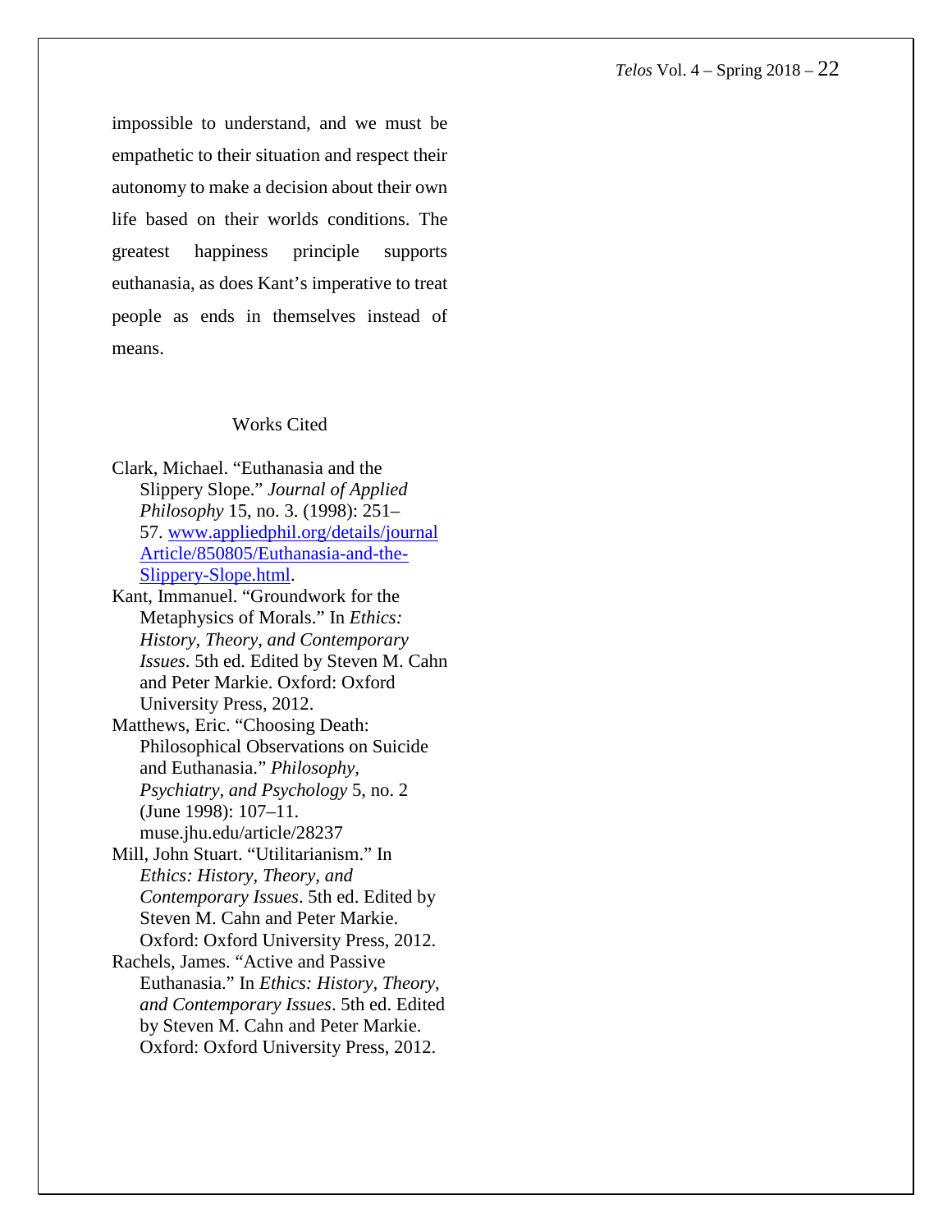impossible to understand, and we must be empathetic to their situation and respect their autonomy to make a decision about their own life based on their worlds conditions. The greatest happiness principle supports euthanasia, as does Kant's imperative to treat people as ends in themselves instead of means.

## Works Cited

Clark, Michael. "Euthanasia and the Slippery Slope." *Journal of Applied Philosophy* 15, no. 3. (1998): 251–57. [www.appliedphil.org/details/journalArticle/850805/Euthanasia-and-the-Slippery-Slope.html](www.appliedphil.org/details/journalArticle/850805/Euthanasia-and-the-Slippery-Slope.html).

Kant, Immanuel. "Groundwork for the Metaphysics of Morals." In *Ethics: History, Theory, and Contemporary Issues*. 5th ed. Edited by Steven M. Cahn and Peter Markie. Oxford: Oxford University Press, 2012.

Matthews, Eric. "Choosing Death: Philosophical Observations on Suicide and Euthanasia." *Philosophy, Psychiatry, and Psychology* 5, no. 2 (June 1998): 107–11. muse.jhu.edu/article/28237

Mill, John Stuart. "Utilitarianism." In *Ethics: History, Theory, and Contemporary Issues*. 5th ed. Edited by Steven M. Cahn and Peter Markie. Oxford: Oxford University Press, 2012.

Rachels, James. "Active and Passive Euthanasia." In *Ethics: History, Theory, and Contemporary Issues*. 5th ed. Edited by Steven M. Cahn and Peter Markie. Oxford: Oxford University Press, 2012.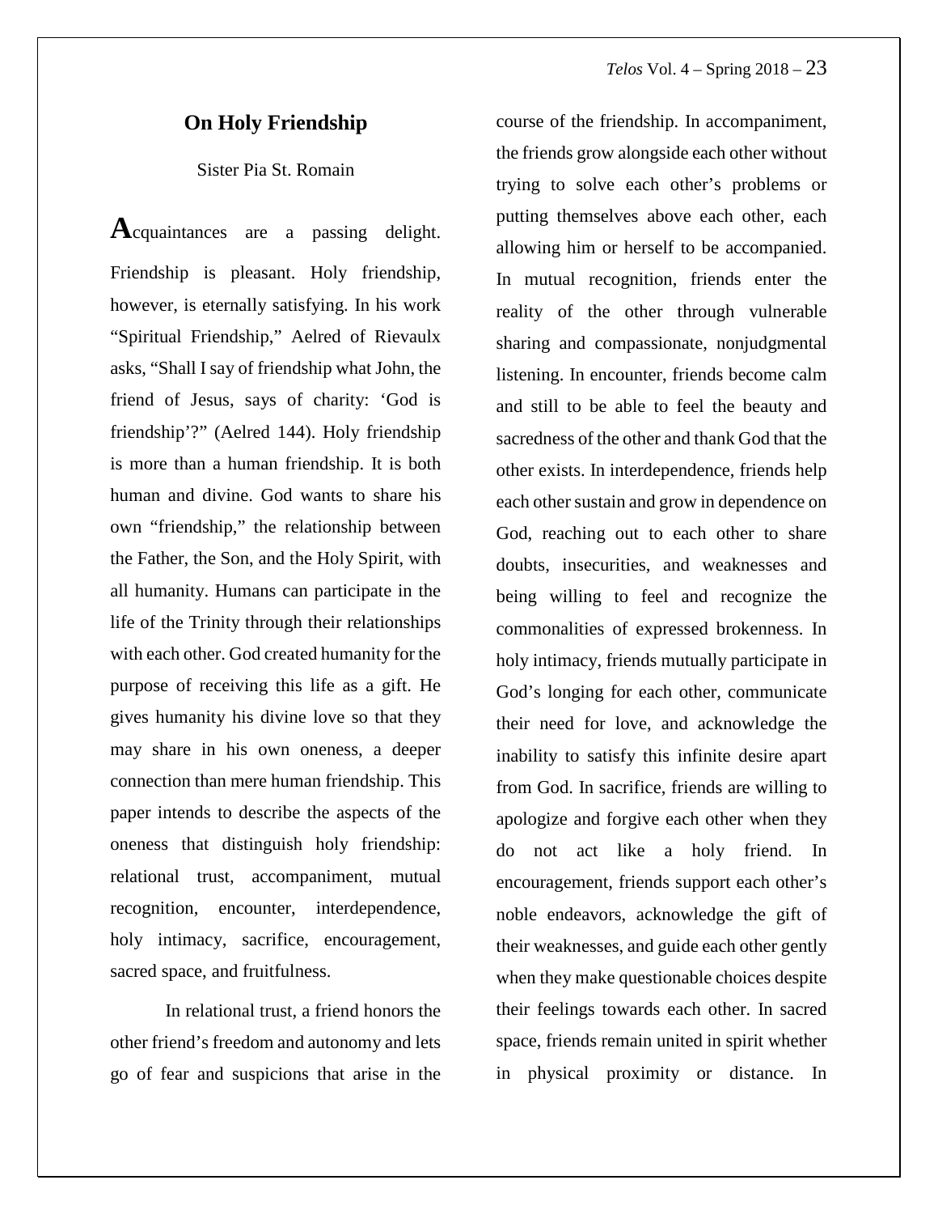## On Holy Friendship

Sister Pia St. Romain

Acquaintances are a passing delight. Friendship is pleasant. Holy friendship, however, is eternally satisfying. In his work "Spiritual Friendship," Aelred of Rievaulx asks, "Shall I say of friendship what John, the friend of Jesus, says of charity: 'God is friendship'?" (Aelred 144). Holy friendship is more than a human friendship. It is both human and divine. God wants to share his own "friendship," the relationship between the Father, the Son, and the Holy Spirit, with all humanity. Humans can participate in the life of the Trinity through their relationships with each other. God created humanity for the purpose of receiving this life as a gift. He gives humanity his divine love so that they may share in his own oneness, a deeper connection than mere human friendship. This paper intends to describe the aspects of the oneness that distinguish holy friendship: relational trust, accompaniment, mutual recognition, encounter, interdependence, holy intimacy, sacrifice, encouragement, sacred space, and fruitfulness.

In relational trust, a friend honors the other friend's freedom and autonomy and lets go of fear and suspicions that arise in the course of the friendship. In accompaniment, the friends grow alongside each other without trying to solve each other's problems or putting themselves above each other, each allowing him or herself to be accompanied. In mutual recognition, friends enter the reality of the other through vulnerable sharing and compassionate, nonjudgmental listening. In encounter, friends become calm and still to be able to feel the beauty and sacredness of the other and thank God that the other exists. In interdependence, friends help each other sustain and grow in dependence on God, reaching out to each other to share doubts, insecurities, and weaknesses and being willing to feel and recognize the commonalities of expressed brokenness. In holy intimacy, friends mutually participate in God's longing for each other, communicate their need for love, and acknowledge the inability to satisfy this infinite desire apart from God. In sacrifice, friends are willing to apologize and forgive each other when they do not act like a holy friend. In encouragement, friends support each other's noble endeavors, acknowledge the gift of their weaknesses, and guide each other gently when they make questionable choices despite their feelings towards each other. In sacred space, friends remain united in spirit whether in physical proximity or distance. In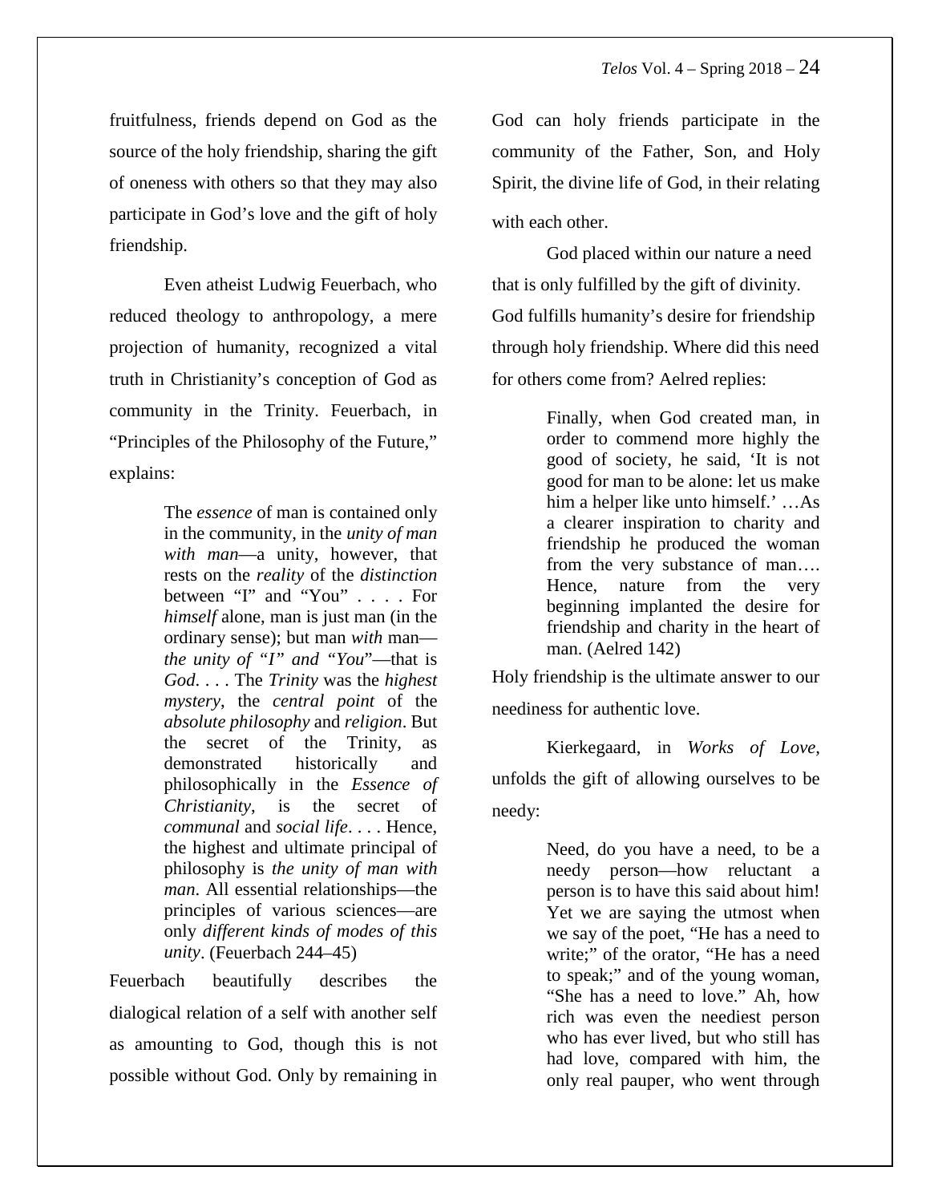fruitfulness, friends depend on God as the source of the holy friendship, sharing the gift of oneness with others so that they may also participate in God's love and the gift of holy friendship.

Even atheist Ludwig Feuerbach, who reduced theology to anthropology, a mere projection of humanity, recognized a vital truth in Christianity's conception of God as community in the Trinity. Feuerbach, in "Principles of the Philosophy of the Future," explains:

> The *essence* of man is contained only in the community, in the *unity of man with man*—a unity, however, that rests on the *reality* of the *distinction* between "I" and "You" . . . . For *himself* alone, man is just man (in the ordinary sense); but man *with* man—*the unity of "I" and "You"*—that is *God*. . . . The *Trinity* was the *highest mystery*, the *central point* of the *absolute philosophy* and *religion*. But the secret of the Trinity, as demonstrated historically and philosophically in the *Essence of Christianity*, is the secret of *communal* and *social life*. . . . Hence, the highest and ultimate principal of philosophy is *the unity of man with man*. All essential relationships—the principles of various sciences—are only *different kinds of modes of this unity*. (Feuerbach 244–45)

Feuerbach beautifully describes the dialogical relation of a self with another self as amounting to God, though this is not possible without God. Only by remaining in God can holy friends participate in the community of the Father, Son, and Holy Spirit, the divine life of God, in their relating with each other.

God placed within our nature a need that is only fulfilled by the gift of divinity. God fulfills humanity's desire for friendship through holy friendship. Where did this need for others come from? Aelred replies:

> Finally, when God created man, in order to commend more highly the good of society, he said, 'It is not good for man to be alone: let us make him a helper like unto himself.' …As a clearer inspiration to charity and friendship he produced the woman from the very substance of man…. Hence, nature from the very beginning implanted the desire for friendship and charity in the heart of man. (Aelred 142)

Holy friendship is the ultimate answer to our neediness for authentic love.

Kierkegaard, in *Works of Love*, unfolds the gift of allowing ourselves to be needy:

> Need, do you have a need, to be a needy person—how reluctant a person is to have this said about him! Yet we are saying the utmost when we say of the poet, "He has a need to write;" of the orator, "He has a need to speak;" and of the young woman, "She has a need to love." Ah, how rich was even the neediest person who has ever lived, but who still has had love, compared with him, the only real pauper, who went through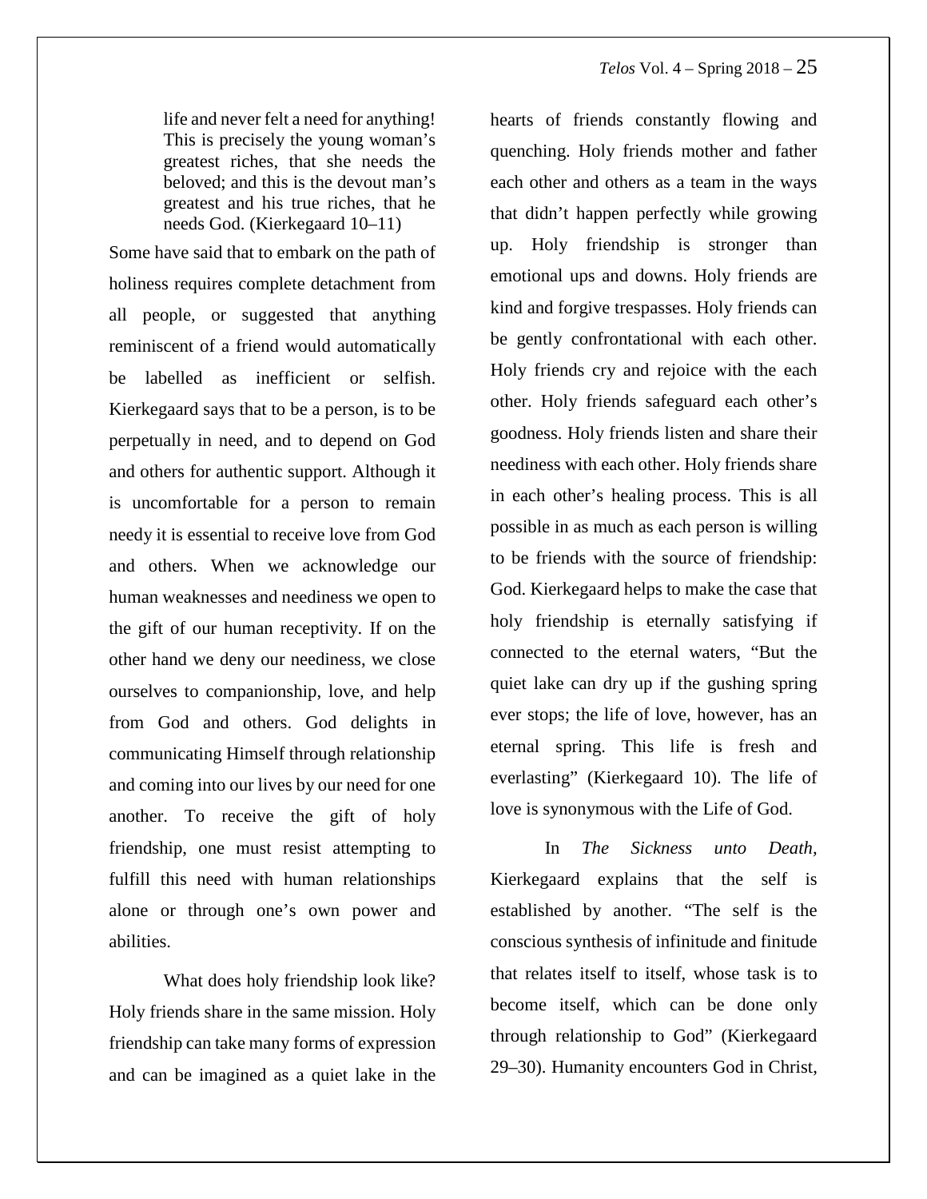> life and never felt a need for anything! This is precisely the young woman's greatest riches, that she needs the beloved; and this is the devout man's greatest and his true riches, that he needs God. (Kierkegaard 10–11)

Some have said that to embark on the path of holiness requires complete detachment from all people, or suggested that anything reminiscent of a friend would automatically be labelled as inefficient or selfish. Kierkegaard says that to be a person, is to be perpetually in need, and to depend on God and others for authentic support. Although it is uncomfortable for a person to remain needy it is essential to receive love from God and others. When we acknowledge our human weaknesses and neediness we open to the gift of our human receptivity. If on the other hand we deny our neediness, we close ourselves to companionship, love, and help from God and others. God delights in communicating Himself through relationship and coming into our lives by our need for one another. To receive the gift of holy friendship, one must resist attempting to fulfill this need with human relationships alone or through one's own power and abilities.

What does holy friendship look like? Holy friends share in the same mission. Holy friendship can take many forms of expression and can be imagined as a quiet lake in the hearts of friends constantly flowing and quenching. Holy friends mother and father each other and others as a team in the ways that didn't happen perfectly while growing up. Holy friendship is stronger than emotional ups and downs. Holy friends are kind and forgive trespasses. Holy friends can be gently confrontational with each other. Holy friends cry and rejoice with the each other. Holy friends safeguard each other's goodness. Holy friends listen and share their neediness with each other. Holy friends share in each other's healing process. This is all possible in as much as each person is willing to be friends with the source of friendship: God. Kierkegaard helps to make the case that holy friendship is eternally satisfying if connected to the eternal waters, "But the quiet lake can dry up if the gushing spring ever stops; the life of love, however, has an eternal spring. This life is fresh and everlasting" (Kierkegaard 10). The life of love is synonymous with the Life of God.

In *The Sickness unto Death*, Kierkegaard explains that the self is established by another. "The self is the conscious synthesis of infinitude and finitude that relates itself to itself, whose task is to become itself, which can be done only through relationship to God" (Kierkegaard 29–30). Humanity encounters God in Christ,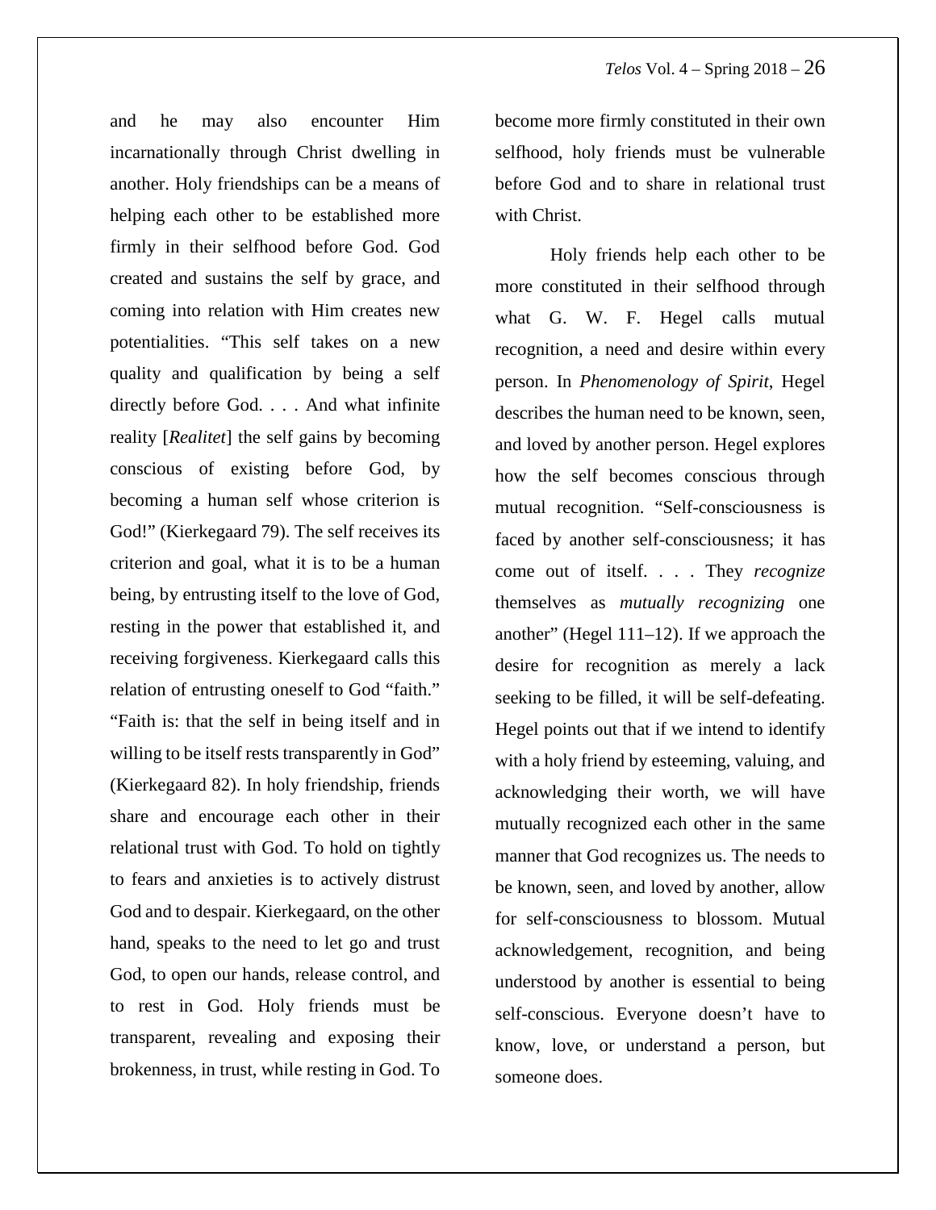and he may also encounter Him incarnationally through Christ dwelling in another. Holy friendships can be a means of helping each other to be established more firmly in their selfhood before God. God created and sustains the self by grace, and coming into relation with Him creates new potentialities. "This self takes on a new quality and qualification by being a self directly before God. . . . And what infinite reality [*Realitet*] the self gains by becoming conscious of existing before God, by becoming a human self whose criterion is God!" (Kierkegaard 79). The self receives its criterion and goal, what it is to be a human being, by entrusting itself to the love of God, resting in the power that established it, and receiving forgiveness. Kierkegaard calls this relation of entrusting oneself to God "faith." "Faith is: that the self in being itself and in willing to be itself rests transparently in God" (Kierkegaard 82). In holy friendship, friends share and encourage each other in their relational trust with God. To hold on tightly to fears and anxieties is to actively distrust God and to despair. Kierkegaard, on the other hand, speaks to the need to let go and trust God, to open our hands, release control, and to rest in God. Holy friends must be transparent, revealing and exposing their brokenness, in trust, while resting in God. To become more firmly constituted in their own selfhood, holy friends must be vulnerable before God and to share in relational trust with Christ.

Holy friends help each other to be more constituted in their selfhood through what G. W. F. Hegel calls mutual recognition, a need and desire within every person. In *Phenomenology of Spirit*, Hegel describes the human need to be known, seen, and loved by another person. Hegel explores how the self becomes conscious through mutual recognition. "Self-consciousness is faced by another self-consciousness; it has come out of itself. . . . They *recognize* themselves as *mutually recognizing* one another" (Hegel 111–12). If we approach the desire for recognition as merely a lack seeking to be filled, it will be self-defeating. Hegel points out that if we intend to identify with a holy friend by esteeming, valuing, and acknowledging their worth, we will have mutually recognized each other in the same manner that God recognizes us. The needs to be known, seen, and loved by another, allow for self-consciousness to blossom. Mutual acknowledgement, recognition, and being understood by another is essential to being self-conscious. Everyone doesn't have to know, love, or understand a person, but someone does.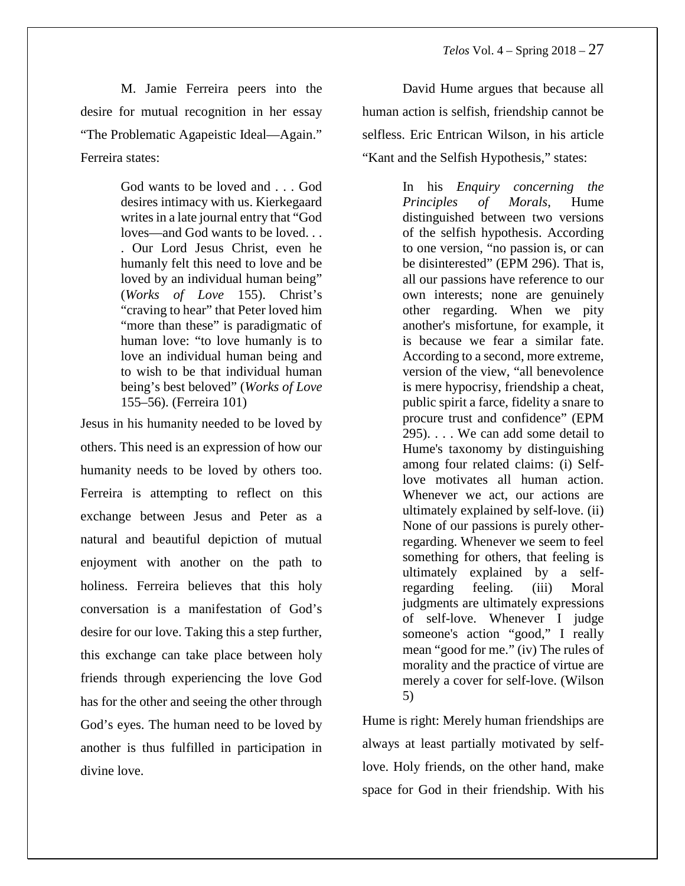M. Jamie Ferreira peers into the desire for mutual recognition in her essay "The Problematic Agapeistic Ideal—Again." Ferreira states:

> God wants to be loved and . . . God desires intimacy with us. Kierkegaard writes in a late journal entry that "God loves—and God wants to be loved. . . . Our Lord Jesus Christ, even he humanly felt this need to love and be loved by an individual human being" (*Works of Love* 155). Christ's "craving to hear" that Peter loved him "more than these" is paradigmatic of human love: "to love humanly is to love an individual human being and to wish to be that individual human being's best beloved" (*Works of Love* 155–56). (Ferreira 101)

Jesus in his humanity needed to be loved by others. This need is an expression of how our humanity needs to be loved by others too. Ferreira is attempting to reflect on this exchange between Jesus and Peter as a natural and beautiful depiction of mutual enjoyment with another on the path to holiness. Ferreira believes that this holy conversation is a manifestation of God's desire for our love. Taking this a step further, this exchange can take place between holy friends through experiencing the love God has for the other and seeing the other through God's eyes. The human need to be loved by another is thus fulfilled in participation in divine love.

David Hume argues that because all human action is selfish, friendship cannot be selfless. Eric Entrican Wilson, in his article "Kant and the Selfish Hypothesis," states:

> In his *Enquiry concerning the Principles of Morals*, Hume distinguished between two versions of the selfish hypothesis. According to one version, "no passion is, or can be disinterested" (EPM 296). That is, all our passions have reference to our own interests; none are genuinely other regarding. When we pity another's misfortune, for example, it is because we fear a similar fate. According to a second, more extreme, version of the view, "all benevolence is mere hypocrisy, friendship a cheat, public spirit a farce, fidelity a snare to procure trust and confidence" (EPM 295). . . . We can add some detail to Hume's taxonomy by distinguishing among four related claims: (i) Self-love motivates all human action. Whenever we act, our actions are ultimately explained by self-love. (ii) None of our passions is purely other-regarding. Whenever we seem to feel something for others, that feeling is ultimately explained by a self-regarding feeling. (iii) Moral judgments are ultimately expressions of self-love. Whenever I judge someone's action "good," I really mean "good for me." (iv) The rules of morality and the practice of virtue are merely a cover for self-love. (Wilson 5)

Hume is right: Merely human friendships are always at least partially motivated by self-love. Holy friends, on the other hand, make space for God in their friendship. With his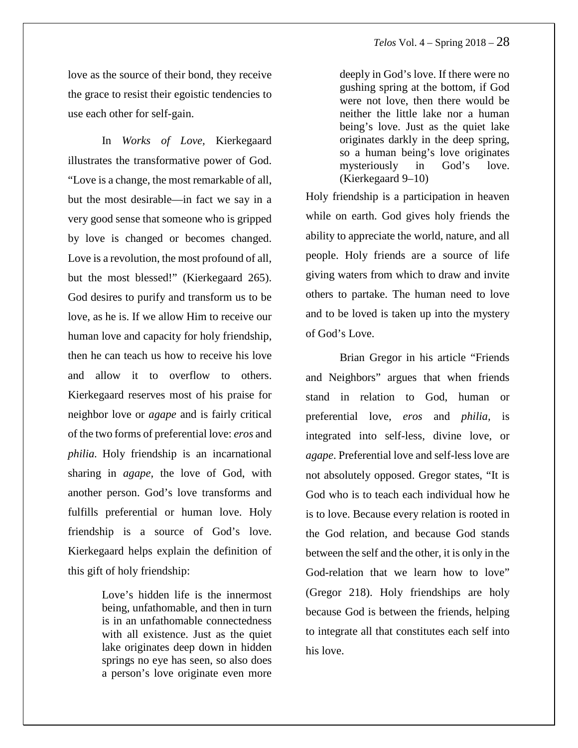love as the source of their bond, they receive the grace to resist their egoistic tendencies to use each other for self-gain.

In *Works of Love,* Kierkegaard illustrates the transformative power of God. "Love is a change, the most remarkable of all, but the most desirable—in fact we say in a very good sense that someone who is gripped by love is changed or becomes changed. Love is a revolution, the most profound of all, but the most blessed!" (Kierkegaard 265). God desires to purify and transform us to be love, as he is. If we allow Him to receive our human love and capacity for holy friendship, then he can teach us how to receive his love and allow it to overflow to others. Kierkegaard reserves most of his praise for neighbor love or *agape* and is fairly critical of the two forms of preferential love: *eros* and *philia.* Holy friendship is an incarnational sharing in *agape,* the love of God, with another person. God's love transforms and fulfills preferential or human love. Holy friendship is a source of God's love. Kierkegaard helps explain the definition of this gift of holy friendship:

> Love's hidden life is the innermost being, unfathomable, and then in turn is in an unfathomable connectedness with all existence. Just as the quiet lake originates deep down in hidden springs no eye has seen, so also does a person's love originate even more deeply in God's love. If there were no gushing spring at the bottom, if God were not love, then there would be neither the little lake nor a human being's love. Just as the quiet lake originates darkly in the deep spring, so a human being's love originates mysteriously in God's love. (Kierkegaard 9–10)

Holy friendship is a participation in heaven while on earth. God gives holy friends the ability to appreciate the world, nature, and all people. Holy friends are a source of life giving waters from which to draw and invite others to partake. The human need to love and to be loved is taken up into the mystery of God's Love.

Brian Gregor in his article "Friends and Neighbors" argues that when friends stand in relation to God, human or preferential love, *eros* and *philia,* is integrated into self-less, divine love, or *agape*. Preferential love and self-less love are not absolutely opposed. Gregor states, "It is God who is to teach each individual how he is to love. Because every relation is rooted in the God relation, and because God stands between the self and the other, it is only in the God-relation that we learn how to love" (Gregor 218). Holy friendships are holy because God is between the friends, helping to integrate all that constitutes each self into his love.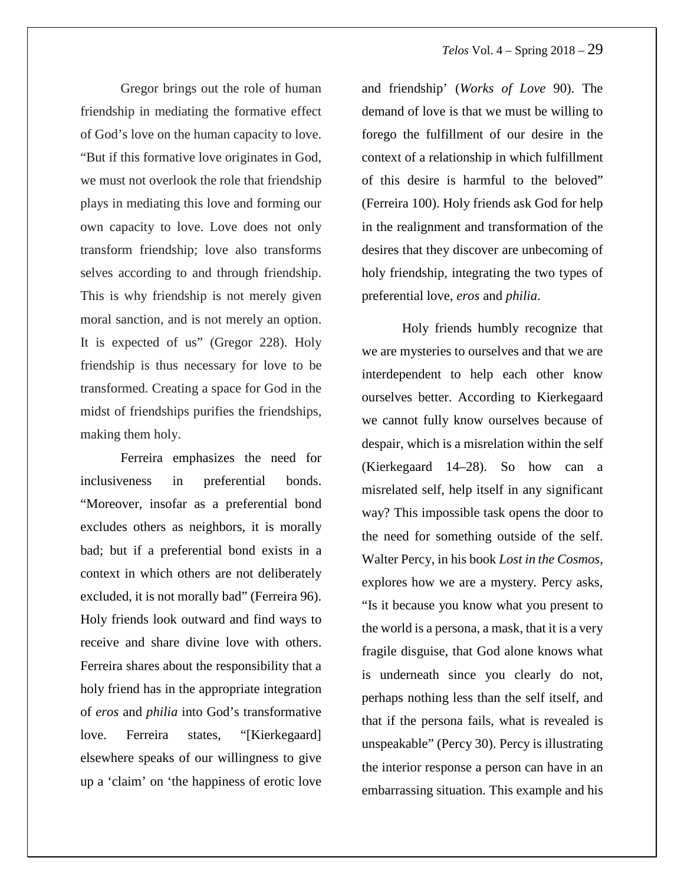Gregor brings out the role of human friendship in mediating the formative effect of God's love on the human capacity to love. "But if this formative love originates in God, we must not overlook the role that friendship plays in mediating this love and forming our own capacity to love. Love does not only transform friendship; love also transforms selves according to and through friendship. This is why friendship is not merely given moral sanction, and is not merely an option. It is expected of us" (Gregor 228). Holy friendship is thus necessary for love to be transformed. Creating a space for God in the midst of friendships purifies the friendships, making them holy.

Ferreira emphasizes the need for inclusiveness in preferential bonds. "Moreover, insofar as a preferential bond excludes others as neighbors, it is morally bad; but if a preferential bond exists in a context in which others are not deliberately excluded, it is not morally bad" (Ferreira 96). Holy friends look outward and find ways to receive and share divine love with others. Ferreira shares about the responsibility that a holy friend has in the appropriate integration of *eros* and *philia* into God's transformative love. Ferreira states, "[Kierkegaard] elsewhere speaks of our willingness to give up a 'claim' on 'the happiness of erotic love and friendship' (*Works of Love* 90). The demand of love is that we must be willing to forego the fulfillment of our desire in the context of a relationship in which fulfillment of this desire is harmful to the beloved" (Ferreira 100). Holy friends ask God for help in the realignment and transformation of the desires that they discover are unbecoming of holy friendship, integrating the two types of preferential love, *eros* and *philia*.

Holy friends humbly recognize that we are mysteries to ourselves and that we are interdependent to help each other know ourselves better. According to Kierkegaard we cannot fully know ourselves because of despair, which is a misrelation within the self (Kierkegaard 14–28). So how can a misrelated self, help itself in any significant way? This impossible task opens the door to the need for something outside of the self. Walter Percy, in his book *Lost in the Cosmos*, explores how we are a mystery. Percy asks, "Is it because you know what you present to the world is a persona, a mask, that it is a very fragile disguise, that God alone knows what is underneath since you clearly do not, perhaps nothing less than the self itself, and that if the persona fails, what is revealed is unspeakable" (Percy 30). Percy is illustrating the interior response a person can have in an embarrassing situation. This example and his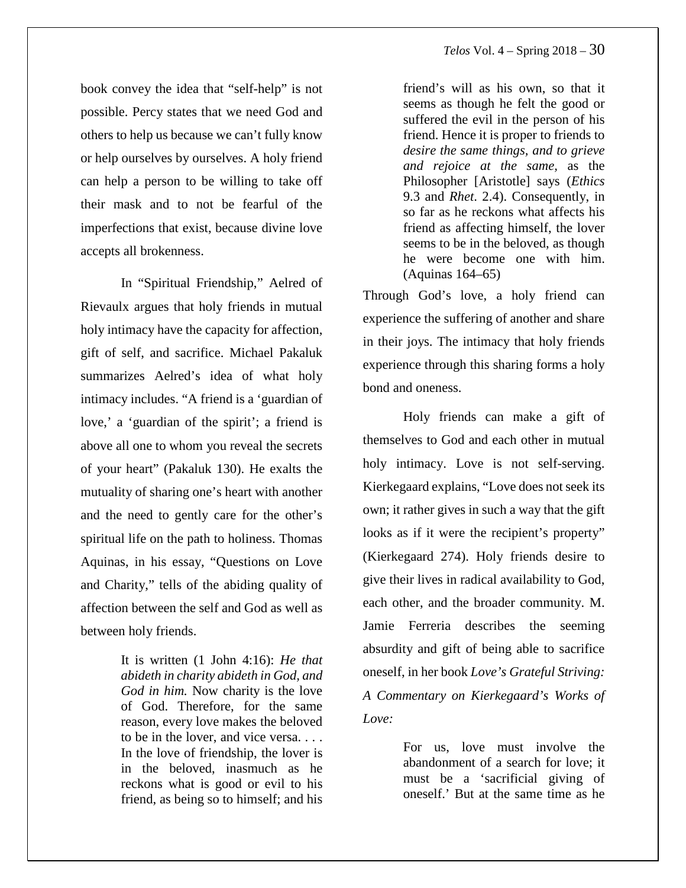book convey the idea that "self-help" is not possible. Percy states that we need God and others to help us because we can't fully know or help ourselves by ourselves. A holy friend can help a person to be willing to take off their mask and to not be fearful of the imperfections that exist, because divine love accepts all brokenness.

In "Spiritual Friendship," Aelred of Rievaulx argues that holy friends in mutual holy intimacy have the capacity for affection, gift of self, and sacrifice. Michael Pakaluk summarizes Aelred's idea of what holy intimacy includes. "A friend is a 'guardian of love,' a 'guardian of the spirit'; a friend is above all one to whom you reveal the secrets of your heart" (Pakaluk 130). He exalts the mutuality of sharing one's heart with another and the need to gently care for the other's spiritual life on the path to holiness. Thomas Aquinas, in his essay, "Questions on Love and Charity," tells of the abiding quality of affection between the self and God as well as between holy friends.

> It is written (1 John 4:16): *He that abideth in charity abideth in God, and God in him.* Now charity is the love of God. Therefore, for the same reason, every love makes the beloved to be in the lover, and vice versa. . . . In the love of friendship, the lover is in the beloved, inasmuch as he reckons what is good or evil to his friend, as being so to himself; and his friend's will as his own, so that it seems as though he felt the good or suffered the evil in the person of his friend. Hence it is proper to friends to *desire the same things, and to grieve and rejoice at the same,* as the Philosopher [Aristotle] says (*Ethics* 9.3 and *Rhet.* 2.4). Consequently, in so far as he reckons what affects his friend as affecting himself, the lover seems to be in the beloved, as though he were become one with him. (Aquinas 164–65)

Through God's love, a holy friend can experience the suffering of another and share in their joys. The intimacy that holy friends experience through this sharing forms a holy bond and oneness.

Holy friends can make a gift of themselves to God and each other in mutual holy intimacy. Love is not self-serving. Kierkegaard explains, "Love does not seek its own; it rather gives in such a way that the gift looks as if it were the recipient's property" (Kierkegaard 274). Holy friends desire to give their lives in radical availability to God, each other, and the broader community. M. Jamie Ferreria describes the seeming absurdity and gift of being able to sacrifice oneself, in her book *Love's Grateful Striving: A Commentary on Kierkegaard's Works of Love:*

> For us, love must involve the abandonment of a search for love; it must be a 'sacrificial giving of oneself.' But at the same time as he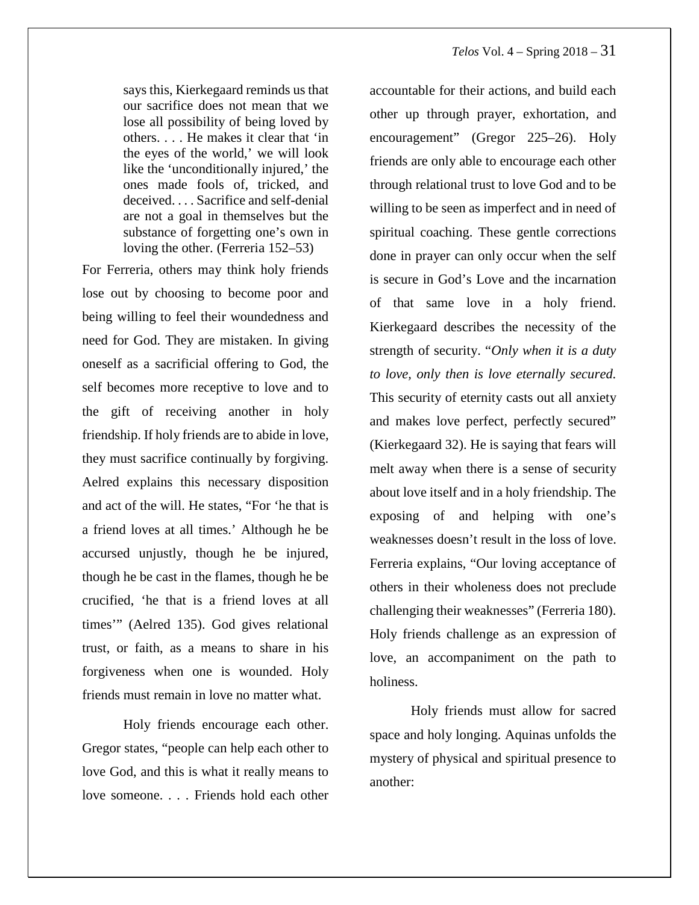> says this, Kierkegaard reminds us that our sacrifice does not mean that we lose all possibility of being loved by others. . . . He makes it clear that 'in the eyes of the world,' we will look like the 'unconditionally injured,' the ones made fools of, tricked, and deceived. . . . Sacrifice and self-denial are not a goal in themselves but the substance of forgetting one's own in loving the other. (Ferreria 152–53)

For Ferreria, others may think holy friends lose out by choosing to become poor and being willing to feel their woundedness and need for God. They are mistaken. In giving oneself as a sacrificial offering to God, the self becomes more receptive to love and to the gift of receiving another in holy friendship. If holy friends are to abide in love, they must sacrifice continually by forgiving. Aelred explains this necessary disposition and act of the will. He states, "For 'he that is a friend loves at all times.' Although he be accursed unjustly, though he be injured, though he be cast in the flames, though he be crucified, 'he that is a friend loves at all times'" (Aelred 135). God gives relational trust, or faith, as a means to share in his forgiveness when one is wounded. Holy friends must remain in love no matter what.

Holy friends encourage each other. Gregor states, "people can help each other to love God, and this is what it really means to love someone. . . . Friends hold each other accountable for their actions, and build each other up through prayer, exhortation, and encouragement" (Gregor 225–26). Holy friends are only able to encourage each other through relational trust to love God and to be willing to be seen as imperfect and in need of spiritual coaching. These gentle corrections done in prayer can only occur when the self is secure in God's Love and the incarnation of that same love in a holy friend. Kierkegaard describes the necessity of the strength of security. "*Only when it is a duty to love, only then is love eternally secured.* This security of eternity casts out all anxiety and makes love perfect, perfectly secured" (Kierkegaard 32). He is saying that fears will melt away when there is a sense of security about love itself and in a holy friendship. The exposing of and helping with one's weaknesses doesn't result in the loss of love. Ferreria explains, "Our loving acceptance of others in their wholeness does not preclude challenging their weaknesses" (Ferreria 180). Holy friends challenge as an expression of love, an accompaniment on the path to holiness.

Holy friends must allow for sacred space and holy longing. Aquinas unfolds the mystery of physical and spiritual presence to another: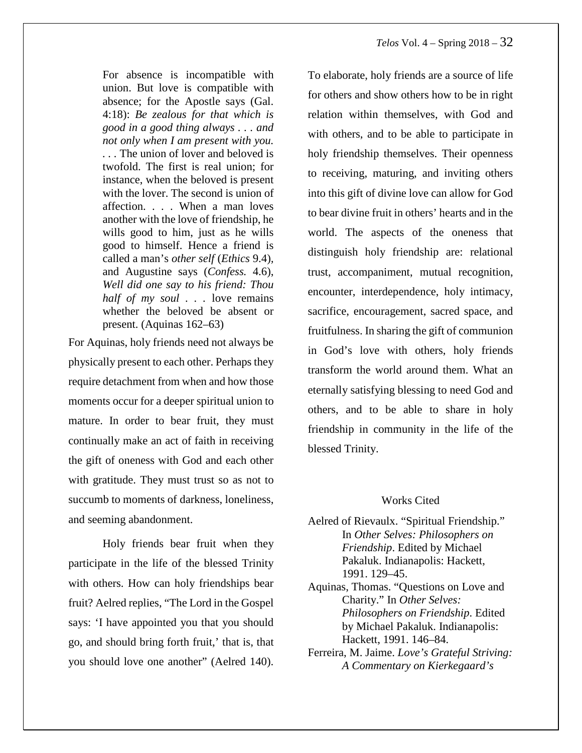> For absence is incompatible with union. But love is compatible with absence; for the Apostle says (Gal. 4:18): *Be zealous for that which is good in a good thing always . . . and not only when I am present with you.* . . . The union of lover and beloved is twofold. The first is real union; for instance, when the beloved is present with the lover. The second is union of affection. . . . When a man loves another with the love of friendship, he wills good to him, just as he wills good to himself. Hence a friend is called a man's *other self* (*Ethics* 9.4), and Augustine says (*Confess.* 4.6), *Well did one say to his friend: Thou half of my soul* . . . love remains whether the beloved be absent or present. (Aquinas 162–63)

For Aquinas, holy friends need not always be physically present to each other. Perhaps they require detachment from when and how those moments occur for a deeper spiritual union to mature. In order to bear fruit, they must continually make an act of faith in receiving the gift of oneness with God and each other with gratitude. They must trust so as not to succumb to moments of darkness, loneliness, and seeming abandonment.

Holy friends bear fruit when they participate in the life of the blessed Trinity with others. How can holy friendships bear fruit? Aelred replies, "The Lord in the Gospel says: 'I have appointed you that you should go, and should bring forth fruit,' that is, that you should love one another" (Aelred 140). To elaborate, holy friends are a source of life for others and show others how to be in right relation within themselves, with God and with others, and to be able to participate in holy friendship themselves. Their openness to receiving, maturing, and inviting others into this gift of divine love can allow for God to bear divine fruit in others' hearts and in the world. The aspects of the oneness that distinguish holy friendship are: relational trust, accompaniment, mutual recognition, encounter, interdependence, holy intimacy, sacrifice, encouragement, sacred space, and fruitfulness. In sharing the gift of communion in God's love with others, holy friends transform the world around them. What an eternally satisfying blessing to need God and others, and to be able to share in holy friendship in community in the life of the blessed Trinity.

## Works Cited

Aelred of Rievaulx. "Spiritual Friendship." In *Other Selves: Philosophers on Friendship*. Edited by Michael Pakaluk. Indianapolis: Hackett, 1991. 129–45.

Aquinas, Thomas. "Questions on Love and Charity." In *Other Selves: Philosophers on Friendship*. Edited by Michael Pakaluk. Indianapolis: Hackett, 1991. 146–84.

Ferreira, M. Jaime. *Love's Grateful Striving: A Commentary on Kierkegaard's*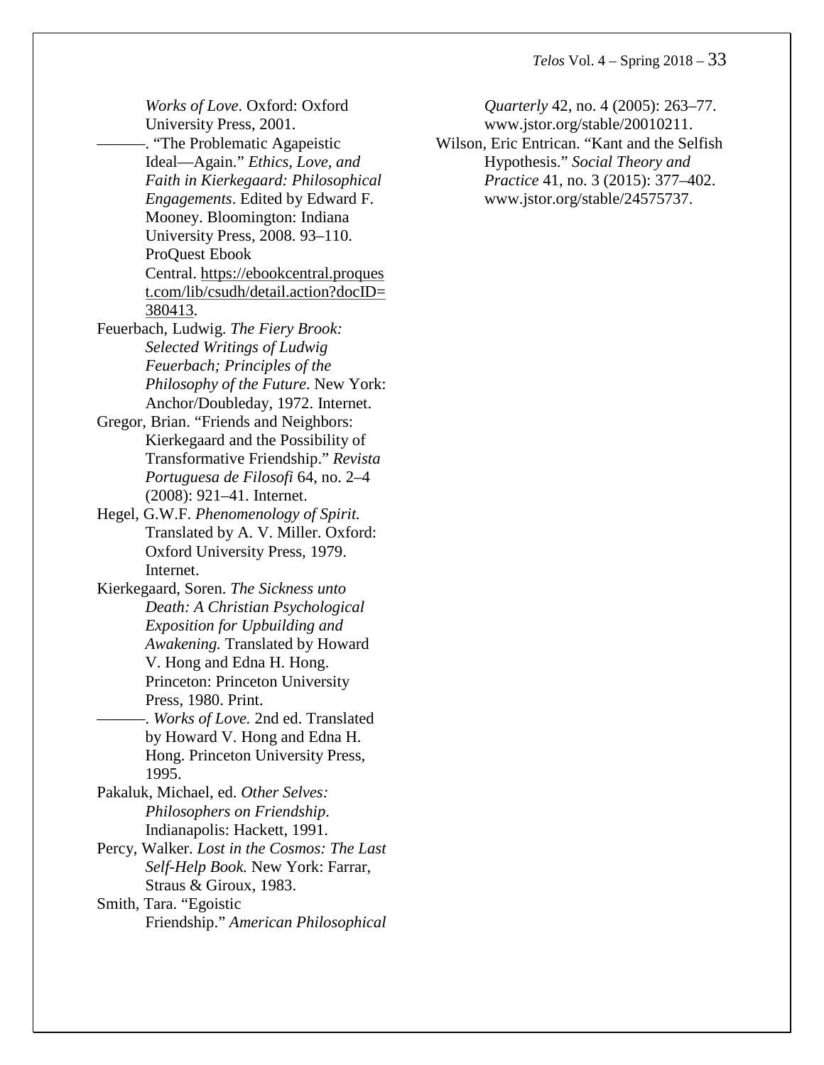*Works of Love*. Oxford: Oxford University Press, 2001.

———. "The Problematic Agapeistic Ideal—Again." *Ethics, Love, and Faith in Kierkegaard: Philosophical Engagements*. Edited by Edward F. Mooney. Bloomington: Indiana University Press, 2008. 93–110. ProQuest Ebook Central. https://ebookcentral.proquest.com/lib/csudh/detail.action?docID=380413.

Feuerbach, Ludwig. *The Fiery Brook: Selected Writings of Ludwig Feuerbach; Principles of the Philosophy of the Future*. New York: Anchor/Doubleday, 1972. Internet.

Gregor, Brian. "Friends and Neighbors: Kierkegaard and the Possibility of Transformative Friendship." *Revista Portuguesa de Filosofi* 64, no. 2–4 (2008): 921–41. Internet.

Hegel, G.W.F. *Phenomenology of Spirit.* Translated by A. V. Miller. Oxford: Oxford University Press, 1979. Internet.

Kierkegaard, Soren. *The Sickness unto Death: A Christian Psychological Exposition for Upbuilding and Awakening.* Translated by Howard V. Hong and Edna H. Hong. Princeton: Princeton University Press, 1980. Print.

———. *Works of Love.* 2nd ed. Translated by Howard V. Hong and Edna H. Hong. Princeton University Press, 1995.

Pakaluk, Michael, ed. *Other Selves: Philosophers on Friendship*. Indianapolis: Hackett, 1991.

Percy, Walker. *Lost in the Cosmos: The Last Self-Help Book.* New York: Farrar, Straus & Giroux, 1983.

Smith, Tara. "Egoistic Friendship." *American Philosophical Quarterly* 42, no. 4 (2005): 263–77. www.jstor.org/stable/20010211.

Wilson, Eric Entrican. "Kant and the Selfish Hypothesis." *Social Theory and Practice* 41, no. 3 (2015): 377–402. www.jstor.org/stable/24575737.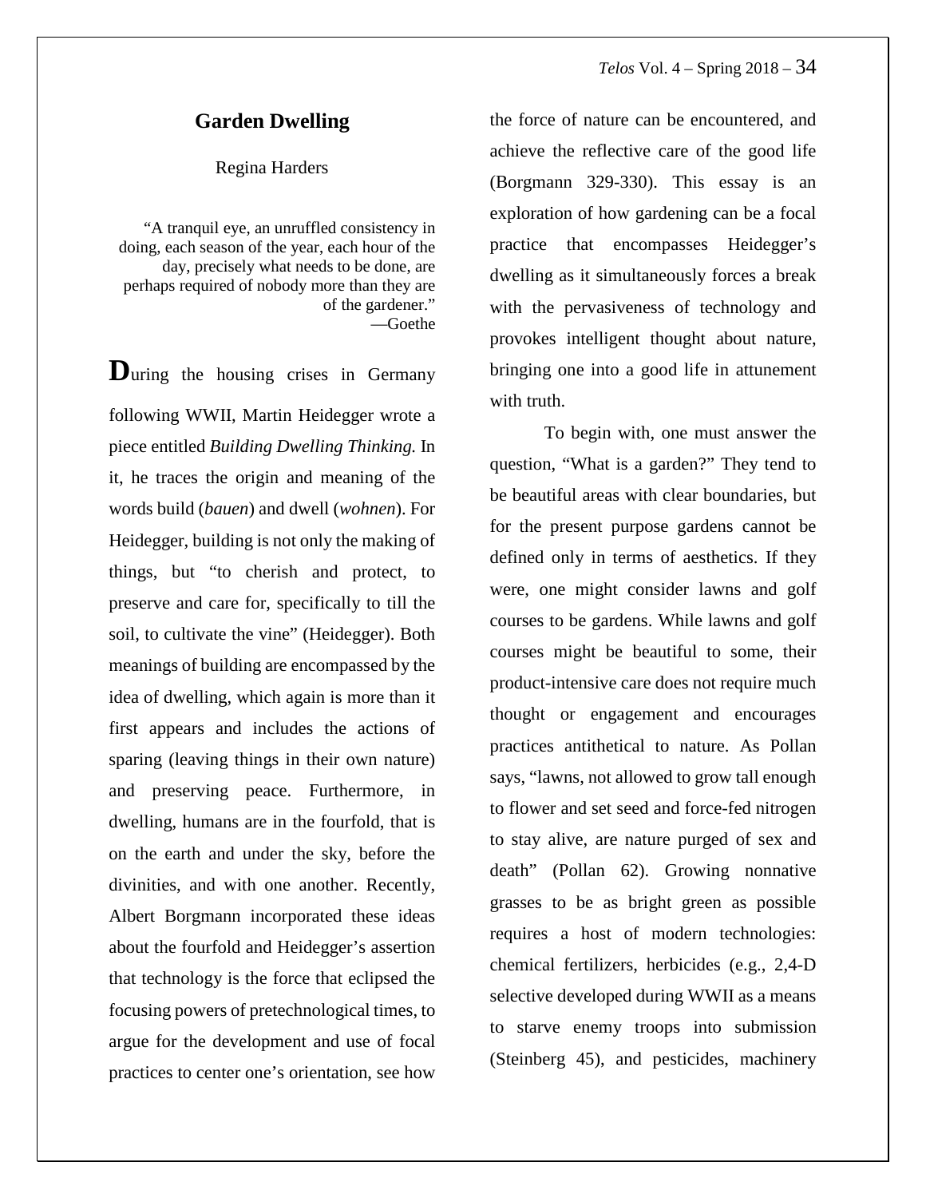## Garden Dwelling

Regina Harders

> "A tranquil eye, an unruffled consistency in doing, each season of the year, each hour of the day, precisely what needs to be done, are perhaps required of nobody more than they are of the gardener."
> —Goethe

**D**uring the housing crises in Germany following WWII, Martin Heidegger wrote a piece entitled *Building Dwelling Thinking.* In it, he traces the origin and meaning of the words build (*bauen*) and dwell (*wohnen*). For Heidegger, building is not only the making of things, but "to cherish and protect, to preserve and care for, specifically to till the soil, to cultivate the vine" (Heidegger). Both meanings of building are encompassed by the idea of dwelling, which again is more than it first appears and includes the actions of sparing (leaving things in their own nature) and preserving peace. Furthermore, in dwelling, humans are in the fourfold, that is on the earth and under the sky, before the divinities, and with one another. Recently, Albert Borgmann incorporated these ideas about the fourfold and Heidegger's assertion that technology is the force that eclipsed the focusing powers of pretechnological times, to argue for the development and use of focal practices to center one's orientation, see how the force of nature can be encountered, and achieve the reflective care of the good life (Borgmann 329-330). This essay is an exploration of how gardening can be a focal practice that encompasses Heidegger's dwelling as it simultaneously forces a break with the pervasiveness of technology and provokes intelligent thought about nature, bringing one into a good life in attunement with truth.

To begin with, one must answer the question, "What is a garden?" They tend to be beautiful areas with clear boundaries, but for the present purpose gardens cannot be defined only in terms of aesthetics. If they were, one might consider lawns and golf courses to be gardens. While lawns and golf courses might be beautiful to some, their product-intensive care does not require much thought or engagement and encourages practices antithetical to nature. As Pollan says, "lawns, not allowed to grow tall enough to flower and set seed and force-fed nitrogen to stay alive, are nature purged of sex and death" (Pollan 62). Growing nonnative grasses to be as bright green as possible requires a host of modern technologies: chemical fertilizers, herbicides (e.g., 2,4-D selective developed during WWII as a means to starve enemy troops into submission (Steinberg 45), and pesticides, machinery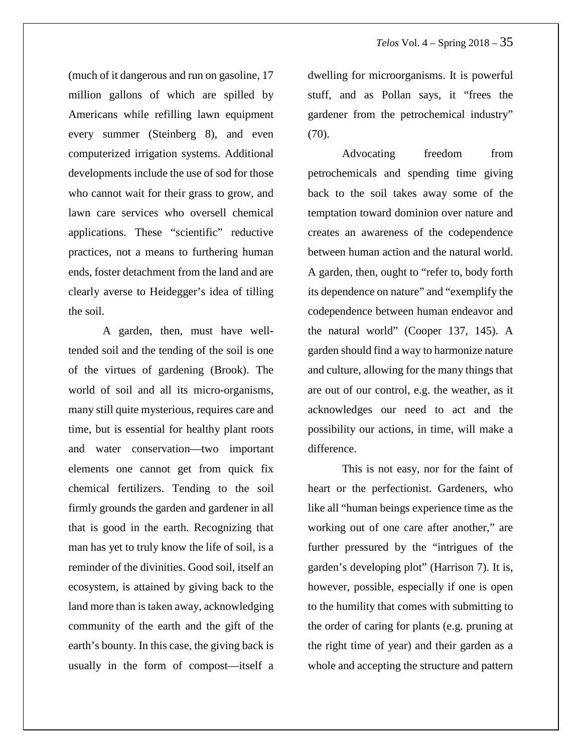(much of it dangerous and run on gasoline, 17 million gallons of which are spilled by Americans while refilling lawn equipment every summer (Steinberg 8), and even computerized irrigation systems. Additional developments include the use of sod for those who cannot wait for their grass to grow, and lawn care services who oversell chemical applications. These "scientific" reductive practices, not a means to furthering human ends, foster detachment from the land and are clearly averse to Heidegger's idea of tilling the soil.

A garden, then, must have well-tended soil and the tending of the soil is one of the virtues of gardening (Brook). The world of soil and all its micro-organisms, many still quite mysterious, requires care and time, but is essential for healthy plant roots and water conservation—two important elements one cannot get from quick fix chemical fertilizers. Tending to the soil firmly grounds the garden and gardener in all that is good in the earth. Recognizing that man has yet to truly know the life of soil, is a reminder of the divinities. Good soil, itself an ecosystem, is attained by giving back to the land more than is taken away, acknowledging community of the earth and the gift of the earth's bounty. In this case, the giving back is usually in the form of compost—itself a dwelling for microorganisms. It is powerful stuff, and as Pollan says, it "frees the gardener from the petrochemical industry" (70).

Advocating freedom from petrochemicals and spending time giving back to the soil takes away some of the temptation toward dominion over nature and creates an awareness of the codependence between human action and the natural world. A garden, then, ought to "refer to, body forth its dependence on nature" and "exemplify the codependence between human endeavor and the natural world" (Cooper 137, 145). A garden should find a way to harmonize nature and culture, allowing for the many things that are out of our control, e.g. the weather, as it acknowledges our need to act and the possibility our actions, in time, will make a difference.

This is not easy, nor for the faint of heart or the perfectionist. Gardeners, who like all "human beings experience time as the working out of one care after another," are further pressured by the "intrigues of the garden's developing plot" (Harrison 7). It is, however, possible, especially if one is open to the humility that comes with submitting to the order of caring for plants (e.g. pruning at the right time of year) and their garden as a whole and accepting the structure and pattern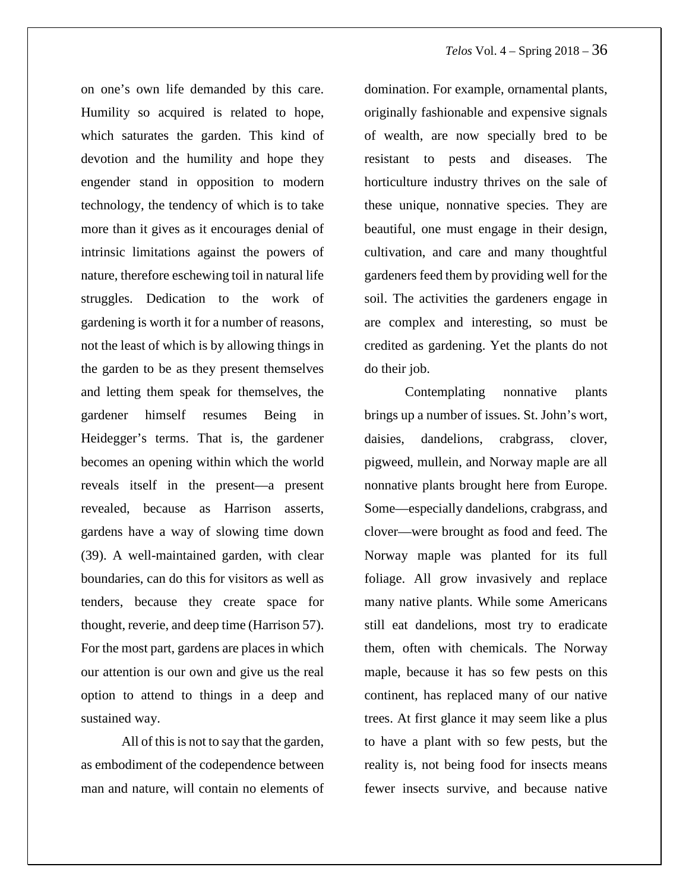on one's own life demanded by this care. Humility so acquired is related to hope, which saturates the garden. This kind of devotion and the humility and hope they engender stand in opposition to modern technology, the tendency of which is to take more than it gives as it encourages denial of intrinsic limitations against the powers of nature, therefore eschewing toil in natural life struggles. Dedication to the work of gardening is worth it for a number of reasons, not the least of which is by allowing things in the garden to be as they present themselves and letting them speak for themselves, the gardener himself resumes Being in Heidegger's terms. That is, the gardener becomes an opening within which the world reveals itself in the present—a present revealed, because as Harrison asserts, gardens have a way of slowing time down (39). A well-maintained garden, with clear boundaries, can do this for visitors as well as tenders, because they create space for thought, reverie, and deep time (Harrison 57). For the most part, gardens are places in which our attention is our own and give us the real option to attend to things in a deep and sustained way.

All of this is not to say that the garden, as embodiment of the codependence between man and nature, will contain no elements of domination. For example, ornamental plants, originally fashionable and expensive signals of wealth, are now specially bred to be resistant to pests and diseases. The horticulture industry thrives on the sale of these unique, nonnative species. They are beautiful, one must engage in their design, cultivation, and care and many thoughtful gardeners feed them by providing well for the soil. The activities the gardeners engage in are complex and interesting, so must be credited as gardening. Yet the plants do not do their job.

Contemplating nonnative plants brings up a number of issues. St. John's wort, daisies, dandelions, crabgrass, clover, pigweed, mullein, and Norway maple are all nonnative plants brought here from Europe. Some—especially dandelions, crabgrass, and clover—were brought as food and feed. The Norway maple was planted for its full foliage. All grow invasively and replace many native plants. While some Americans still eat dandelions, most try to eradicate them, often with chemicals. The Norway maple, because it has so few pests on this continent, has replaced many of our native trees. At first glance it may seem like a plus to have a plant with so few pests, but the reality is, not being food for insects means fewer insects survive, and because native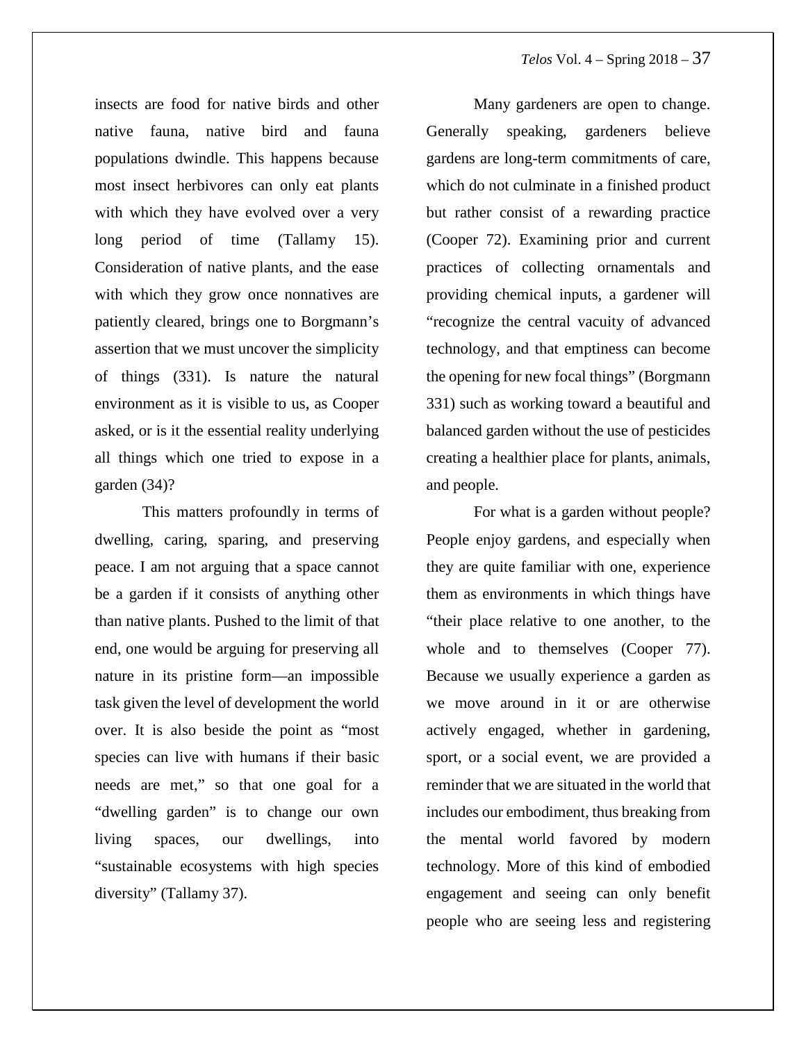insects are food for native birds and other native fauna, native bird and fauna populations dwindle. This happens because most insect herbivores can only eat plants with which they have evolved over a very long period of time (Tallamy 15). Consideration of native plants, and the ease with which they grow once nonnatives are patiently cleared, brings one to Borgmann's assertion that we must uncover the simplicity of things (331). Is nature the natural environment as it is visible to us, as Cooper asked, or is it the essential reality underlying all things which one tried to expose in a garden (34)?

This matters profoundly in terms of dwelling, caring, sparing, and preserving peace. I am not arguing that a space cannot be a garden if it consists of anything other than native plants. Pushed to the limit of that end, one would be arguing for preserving all nature in its pristine form—an impossible task given the level of development the world over. It is also beside the point as "most species can live with humans if their basic needs are met," so that one goal for a "dwelling garden" is to change our own living spaces, our dwellings, into "sustainable ecosystems with high species diversity" (Tallamy 37).

Many gardeners are open to change. Generally speaking, gardeners believe gardens are long-term commitments of care, which do not culminate in a finished product but rather consist of a rewarding practice (Cooper 72). Examining prior and current practices of collecting ornamentals and providing chemical inputs, a gardener will "recognize the central vacuity of advanced technology, and that emptiness can become the opening for new focal things" (Borgmann 331) such as working toward a beautiful and balanced garden without the use of pesticides creating a healthier place for plants, animals, and people.

For what is a garden without people? People enjoy gardens, and especially when they are quite familiar with one, experience them as environments in which things have "their place relative to one another, to the whole and to themselves (Cooper 77). Because we usually experience a garden as we move around in it or are otherwise actively engaged, whether in gardening, sport, or a social event, we are provided a reminder that we are situated in the world that includes our embodiment, thus breaking from the mental world favored by modern technology. More of this kind of embodied engagement and seeing can only benefit people who are seeing less and registering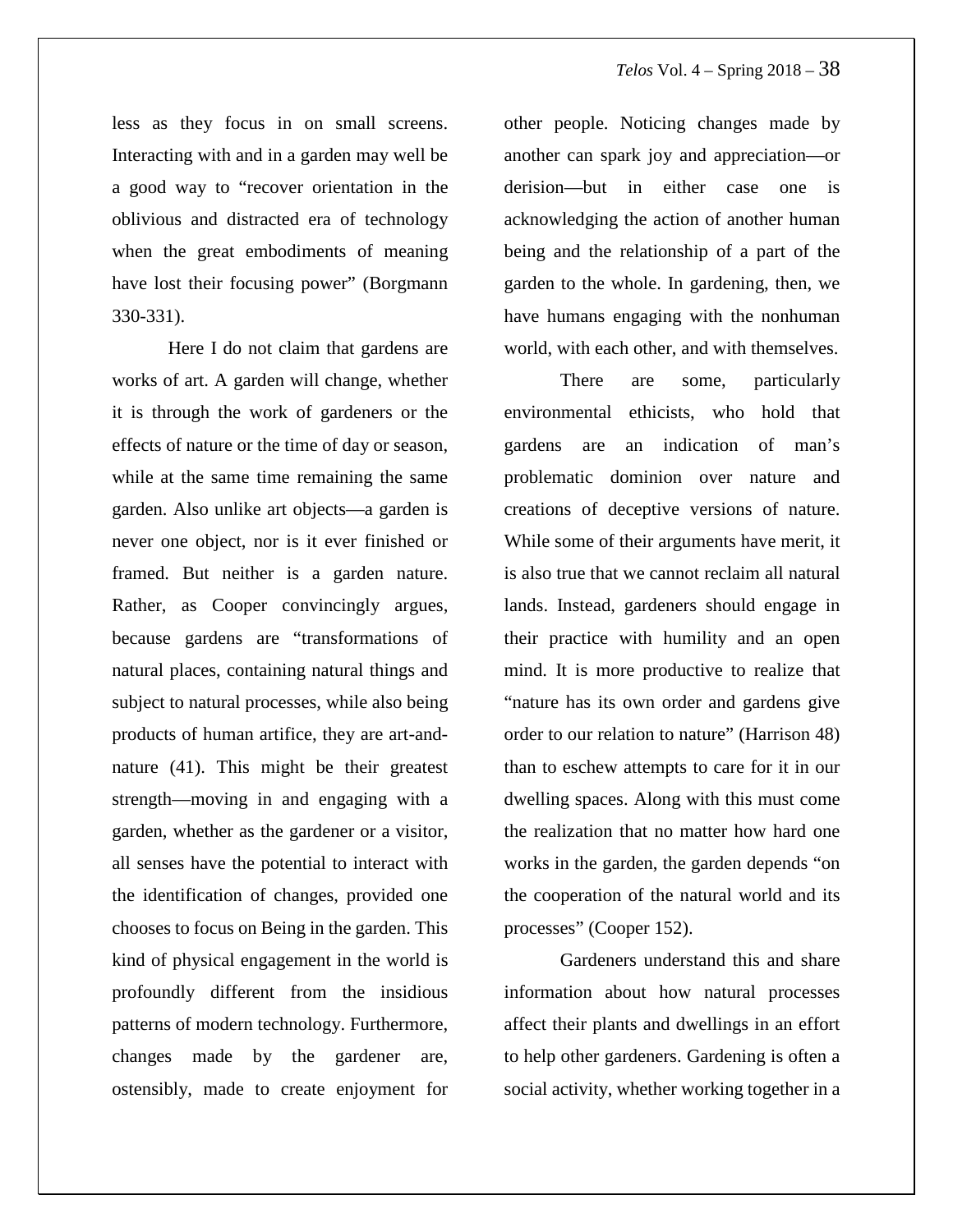less as they focus in on small screens. Interacting with and in a garden may well be a good way to "recover orientation in the oblivious and distracted era of technology when the great embodiments of meaning have lost their focusing power" (Borgmann 330-331).

Here I do not claim that gardens are works of art. A garden will change, whether it is through the work of gardeners or the effects of nature or the time of day or season, while at the same time remaining the same garden. Also unlike art objects—a garden is never one object, nor is it ever finished or framed. But neither is a garden nature. Rather, as Cooper convincingly argues, because gardens are "transformations of natural places, containing natural things and subject to natural processes, while also being products of human artifice, they are art-and-nature (41). This might be their greatest strength—moving in and engaging with a garden, whether as the gardener or a visitor, all senses have the potential to interact with the identification of changes, provided one chooses to focus on Being in the garden. This kind of physical engagement in the world is profoundly different from the insidious patterns of modern technology. Furthermore, changes made by the gardener are, ostensibly, made to create enjoyment for other people. Noticing changes made by another can spark joy and appreciation—or derision—but in either case one is acknowledging the action of another human being and the relationship of a part of the garden to the whole. In gardening, then, we have humans engaging with the nonhuman world, with each other, and with themselves.

There are some, particularly environmental ethicists, who hold that gardens are an indication of man's problematic dominion over nature and creations of deceptive versions of nature. While some of their arguments have merit, it is also true that we cannot reclaim all natural lands. Instead, gardeners should engage in their practice with humility and an open mind. It is more productive to realize that "nature has its own order and gardens give order to our relation to nature" (Harrison 48) than to eschew attempts to care for it in our dwelling spaces. Along with this must come the realization that no matter how hard one works in the garden, the garden depends "on the cooperation of the natural world and its processes" (Cooper 152).

Gardeners understand this and share information about how natural processes affect their plants and dwellings in an effort to help other gardeners. Gardening is often a social activity, whether working together in a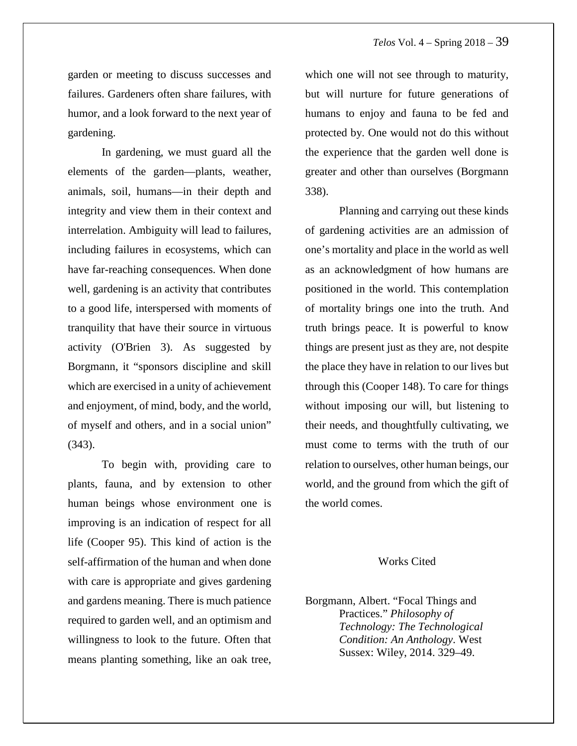garden or meeting to discuss successes and failures. Gardeners often share failures, with humor, and a look forward to the next year of gardening.

In gardening, we must guard all the elements of the garden—plants, weather, animals, soil, humans—in their depth and integrity and view them in their context and interrelation. Ambiguity will lead to failures, including failures in ecosystems, which can have far-reaching consequences. When done well, gardening is an activity that contributes to a good life, interspersed with moments of tranquility that have their source in virtuous activity (O'Brien 3). As suggested by Borgmann, it "sponsors discipline and skill which are exercised in a unity of achievement and enjoyment, of mind, body, and the world, of myself and others, and in a social union" (343).

To begin with, providing care to plants, fauna, and by extension to other human beings whose environment one is improving is an indication of respect for all life (Cooper 95). This kind of action is the self-affirmation of the human and when done with care is appropriate and gives gardening and gardens meaning. There is much patience required to garden well, and an optimism and willingness to look to the future. Often that means planting something, like an oak tree, which one will not see through to maturity, but will nurture for future generations of humans to enjoy and fauna to be fed and protected by. One would not do this without the experience that the garden well done is greater and other than ourselves (Borgmann 338).

Planning and carrying out these kinds of gardening activities are an admission of one's mortality and place in the world as well as an acknowledgment of how humans are positioned in the world. This contemplation of mortality brings one into the truth. And truth brings peace. It is powerful to know things are present just as they are, not despite the place they have in relation to our lives but through this (Cooper 148). To care for things without imposing our will, but listening to their needs, and thoughtfully cultivating, we must come to terms with the truth of our relation to ourselves, other human beings, our world, and the ground from which the gift of the world comes.

## Works Cited

Borgmann, Albert. "Focal Things and Practices." *Philosophy of Technology: The Technological Condition: An Anthology*. West Sussex: Wiley, 2014. 329–49.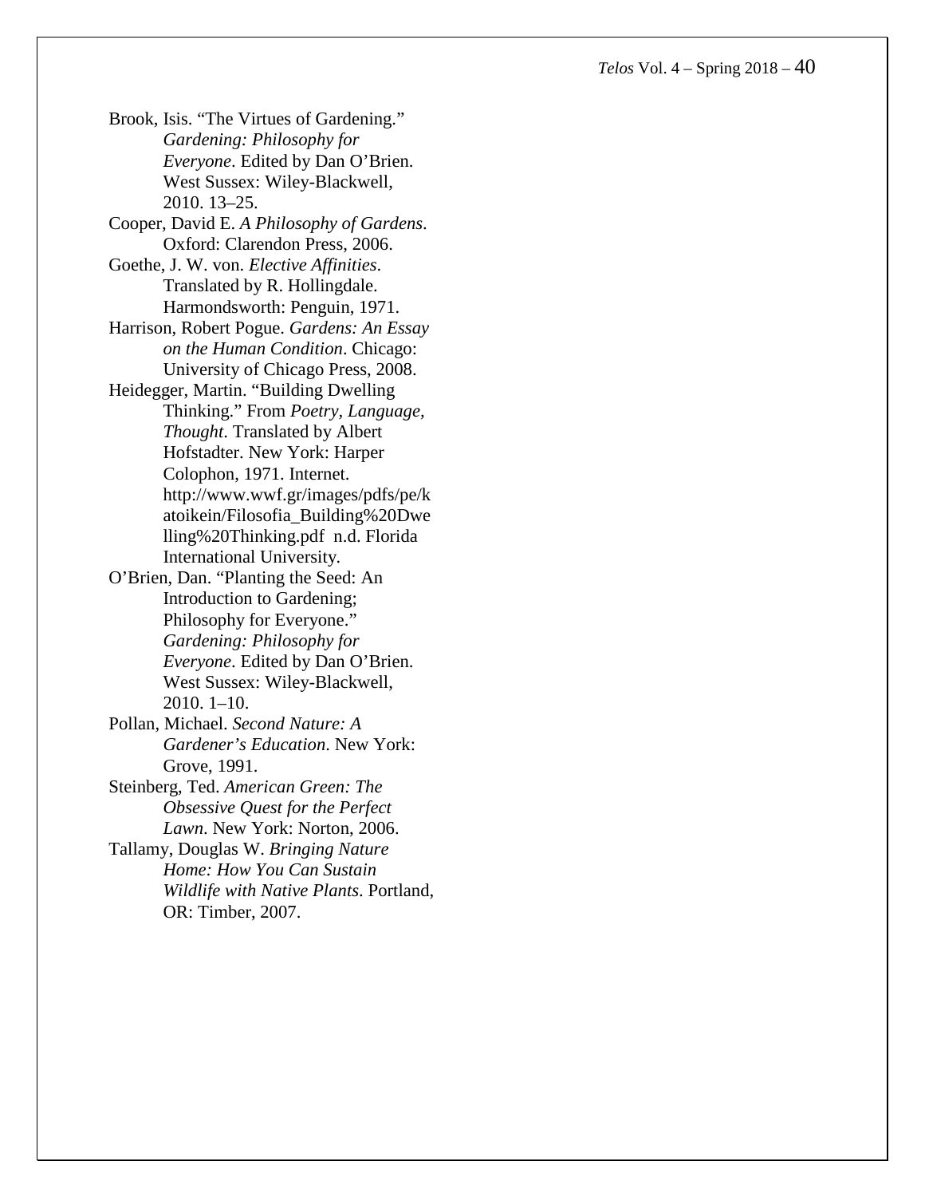Brook, Isis. "The Virtues of Gardening." *Gardening: Philosophy for Everyone*. Edited by Dan O'Brien. West Sussex: Wiley-Blackwell, 2010. 13–25.

Cooper, David E. *A Philosophy of Gardens*. Oxford: Clarendon Press, 2006.

Goethe, J. W. von. *Elective Affinities*. Translated by R. Hollingdale. Harmondsworth: Penguin, 1971.

Harrison, Robert Pogue. *Gardens: An Essay on the Human Condition*. Chicago: University of Chicago Press, 2008.

Heidegger, Martin. "Building Dwelling Thinking." From *Poetry, Language, Thought*. Translated by Albert Hofstadter. New York: Harper Colophon, 1971. Internet. http://www.wwf.gr/images/pdfs/pe/katoikein/Filosofia_Building%20Dwelling%20Thinking.pdf n.d. Florida International University.

O'Brien, Dan. "Planting the Seed: An Introduction to Gardening; Philosophy for Everyone." *Gardening: Philosophy for Everyone*. Edited by Dan O'Brien. West Sussex: Wiley-Blackwell, 2010. 1–10.

Pollan, Michael. *Second Nature: A Gardener's Education*. New York: Grove, 1991.

Steinberg, Ted. *American Green: The Obsessive Quest for the Perfect Lawn*. New York: Norton, 2006.

Tallamy, Douglas W. *Bringing Nature Home: How You Can Sustain Wildlife with Native Plants*. Portland, OR: Timber, 2007.